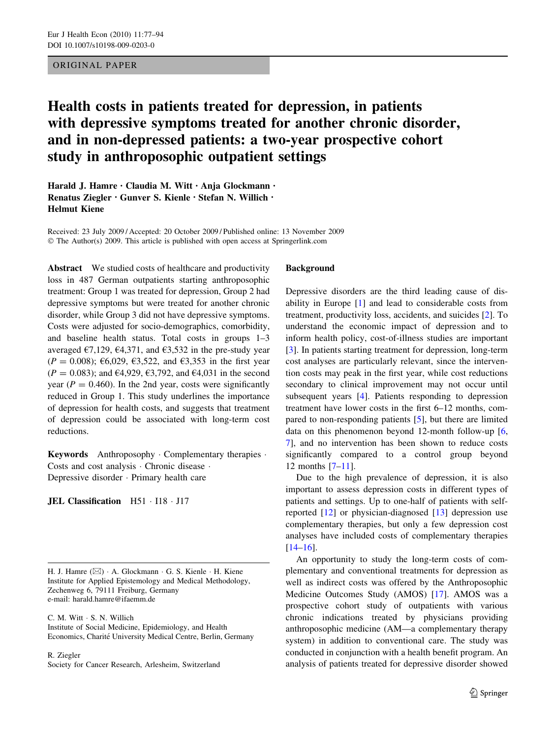ORIGINAL PAPER

# Health costs in patients treated for depression, in patients with depressive symptoms treated for another chronic disorder, and in non-depressed patients: a two-year prospective cohort study in anthroposophic outpatient settings

**Harald J. Hamre · Claudia M. Witt · Anja Glockmann · Renatus Ziegler · Gunver S. Kienle · Stefan N. Willich · Helmut Kiene**

Received: 23 July 2009 / Accepted: 20 October 2009 / Published online: 13 November 2009
© The Author(s) 2009. This article is published with open access at Springerlink.com

**Abstract** We studied costs of healthcare and productivity loss in 487 German outpatients starting anthroposophic treatment: Group 1 was treated for depression, Group 2 had depressive symptoms but were treated for another chronic disorder, while Group 3 did not have depressive symptoms. Costs were adjusted for socio-demographics, comorbidity, and baseline health status. Total costs in groups 1–3 averaged €7,129, €4,371, and €3,532 in the pre-study year ($P = 0.008$); €6,029, €3,522, and €3,353 in the first year ($P = 0.083$); and €4,929, €3,792, and €4,031 in the second year ($P = 0.460$). In the 2nd year, costs were significantly reduced in Group 1. This study underlines the importance of depression for health costs, and suggests that treatment of depression could be associated with long-term cost reductions.

**Keywords** Anthroposophy · Complementary therapies · Costs and cost analysis · Chronic disease · Depressive disorder · Primary health care

**JEL Classification** H51 · I18 · J17

H. J. Hamre (✉) · A. Glockmann · G. S. Kienle · H. Kiene
Institute for Applied Epistemology and Medical Methodology, Zechenweg 6, 79111 Freiburg, Germany
e-mail: harald.hamre@ifaemm.de

C. M. Witt · S. N. Willich
Institute of Social Medicine, Epidemiology, and Health Economics, Charité University Medical Centre, Berlin, Germany

R. Ziegler
Society for Cancer Research, Arlesheim, Switzerland

## Background

Depressive disorders are the third leading cause of disability in Europe [1] and lead to considerable costs from treatment, productivity loss, accidents, and suicides [2]. To understand the economic impact of depression and to inform health policy, cost-of-illness studies are important [3]. In patients starting treatment for depression, long-term cost analyses are particularly relevant, since the intervention costs may peak in the first year, while cost reductions secondary to clinical improvement may not occur until subsequent years [4]. Patients responding to depression treatment have lower costs in the first 6–12 months, compared to non-responding patients [5], but there are limited data on this phenomenon beyond 12-month follow-up [6, 7], and no intervention has been shown to reduce costs significantly compared to a control group beyond 12 months [7–11].

Due to the high prevalence of depression, it is also important to assess depression costs in different types of patients and settings. Up to one-half of patients with self-reported [12] or physician-diagnosed [13] depression use complementary therapies, but only a few depression cost analyses have included costs of complementary therapies [14–16].

An opportunity to study the long-term costs of complementary and conventional treatments for depression as well as indirect costs was offered by the Anthroposophic Medicine Outcomes Study (AMOS) [17]. AMOS was a prospective cohort study of outpatients with various chronic indications treated by physicians providing anthroposophic medicine (AM—a complementary therapy system) in addition to conventional care. The study was conducted in conjunction with a health benefit program. An analysis of patients treated for depressive disorder showed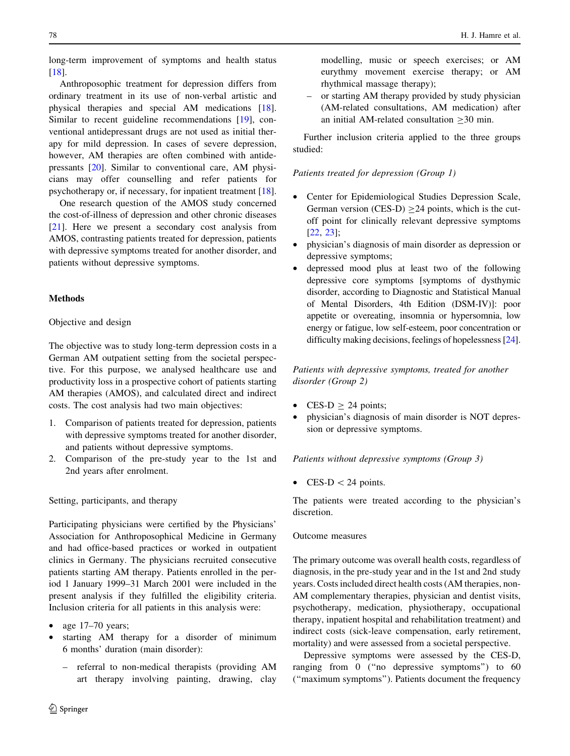long-term improvement of symptoms and health status [18].

Anthroposophic treatment for depression differs from ordinary treatment in its use of non-verbal artistic and physical therapies and special AM medications [18]. Similar to recent guideline recommendations [19], conventional antidepressant drugs are not used as initial therapy for mild depression. In cases of severe depression, however, AM therapies are often combined with antidepressants [20]. Similar to conventional care, AM physicians may offer counselling and refer patients for psychotherapy or, if necessary, for inpatient treatment [18].

One research question of the AMOS study concerned the cost-of-illness of depression and other chronic diseases [21]. Here we present a secondary cost analysis from AMOS, contrasting patients treated for depression, patients with depressive symptoms treated for another disorder, and patients without depressive symptoms.

## Methods

### Objective and design

The objective was to study long-term depression costs in a German AM outpatient setting from the societal perspective. For this purpose, we analysed healthcare use and productivity loss in a prospective cohort of patients starting AM therapies (AMOS), and calculated direct and indirect costs. The cost analysis had two main objectives:

1. Comparison of patients treated for depression, patients with depressive symptoms treated for another disorder, and patients without depressive symptoms.
2. Comparison of the pre-study year to the 1st and 2nd years after enrolment.

### Setting, participants, and therapy

Participating physicians were certified by the Physicians' Association for Anthroposophical Medicine in Germany and had office-based practices or worked in outpatient clinics in Germany. The physicians recruited consecutive patients starting AM therapy. Patients enrolled in the period 1 January 1999–31 March 2001 were included in the present analysis if they fulfilled the eligibility criteria. Inclusion criteria for all patients in this analysis were:

- age 17–70 years;
- starting AM therapy for a disorder of minimum 6 months' duration (main disorder):
  - referral to non-medical therapists (providing AM art therapy involving painting, drawing, clay modelling, music or speech exercises; or AM eurythmy movement exercise therapy; or AM rhythmical massage therapy);
  - or starting AM therapy provided by study physician (AM-related consultations, AM medication) after an initial AM-related consultation ≥30 min.

Further inclusion criteria applied to the three groups studied:

*Patients treated for depression (Group 1)*

- Center for Epidemiological Studies Depression Scale, German version (CES-D) ≥24 points, which is the cut-off point for clinically relevant depressive symptoms [22, 23];
- physician's diagnosis of main disorder as depression or depressive symptoms;
- depressed mood plus at least two of the following depressive core symptoms [symptoms of dysthymic disorder, according to Diagnostic and Statistical Manual of Mental Disorders, 4th Edition (DSM-IV)]: poor appetite or overeating, insomnia or hypersomnia, low energy or fatigue, low self-esteem, poor concentration or difficulty making decisions, feelings of hopelessness [24].

*Patients with depressive symptoms, treated for another disorder (Group 2)*

- CES-D ≥ 24 points;
- physician's diagnosis of main disorder is NOT depression or depressive symptoms.

*Patients without depressive symptoms (Group 3)*

- CES-D < 24 points.

The patients were treated according to the physician's discretion.

### Outcome measures

The primary outcome was overall health costs, regardless of diagnosis, in the pre-study year and in the 1st and 2nd study years. Costs included direct health costs (AM therapies, non-AM complementary therapies, physician and dentist visits, psychotherapy, medication, physiotherapy, occupational therapy, inpatient hospital and rehabilitation treatment) and indirect costs (sick-leave compensation, early retirement, mortality) and were assessed from a societal perspective.

Depressive symptoms were assessed by the CES-D, ranging from 0 ("no depressive symptoms") to 60 ("maximum symptoms"). Patients document the frequency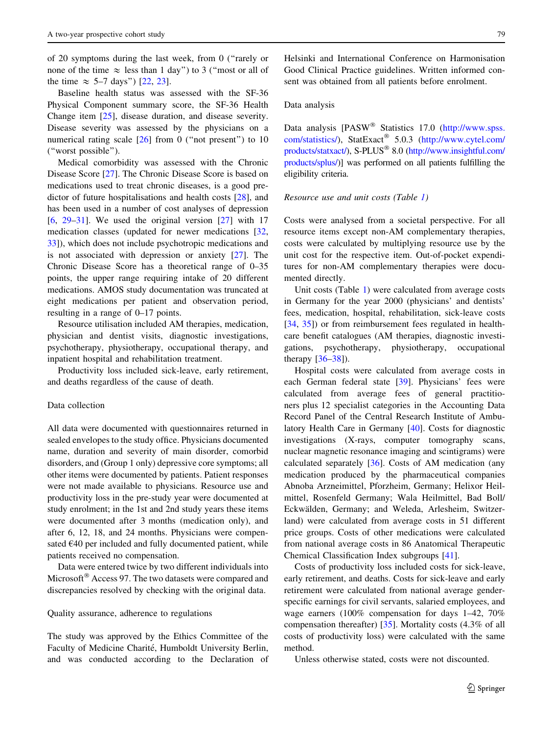of 20 symptoms during the last week, from 0 ("rarely or none of the time ≈ less than 1 day") to 3 ("most or all of the time ≈ 5–7 days") [22, 23].

Baseline health status was assessed with the SF-36 Physical Component summary score, the SF-36 Health Change item [25], disease duration, and disease severity. Disease severity was assessed by the physicians on a numerical rating scale [26] from 0 ("not present") to 10 ("worst possible").

Medical comorbidity was assessed with the Chronic Disease Score [27]. The Chronic Disease Score is based on medications used to treat chronic diseases, is a good predictor of future hospitalisations and health costs [28], and has been used in a number of cost analyses of depression [6, 29–31]. We used the original version [27] with 17 medication classes (updated for newer medications [32, 33]), which does not include psychotropic medications and is not associated with depression or anxiety [27]. The Chronic Disease Score has a theoretical range of 0–35 points, the upper range requiring intake of 20 different medications. AMOS study documentation was truncated at eight medications per patient and observation period, resulting in a range of 0–17 points.

Resource utilisation included AM therapies, medication, physician and dentist visits, diagnostic investigations, psychotherapy, physiotherapy, occupational therapy, and inpatient hospital and rehabilitation treatment.

Productivity loss included sick-leave, early retirement, and deaths regardless of the cause of death.

## Data collection

All data were documented with questionnaires returned in sealed envelopes to the study office. Physicians documented name, duration and severity of main disorder, comorbid disorders, and (Group 1 only) depressive core symptoms; all other items were documented by patients. Patient responses were not made available to physicians. Resource use and productivity loss in the pre-study year were documented at study enrolment; in the 1st and 2nd study years these items were documented after 3 months (medication only), and after 6, 12, 18, and 24 months. Physicians were compensated €40 per included and fully documented patient, while patients received no compensation.

Data were entered twice by two different individuals into Microsoft® Access 97. The two datasets were compared and discrepancies resolved by checking with the original data.

## Quality assurance, adherence to regulations

The study was approved by the Ethics Committee of the Faculty of Medicine Charité, Humboldt University Berlin, and was conducted according to the Declaration of Helsinki and International Conference on Harmonisation Good Clinical Practice guidelines. Written informed consent was obtained from all patients before enrolment.

## Data analysis

Data analysis [PASW® Statistics 17.0 (http://www.spss.com/statistics/), StatExact® 5.0.3 (http://www.cytel.com/products/statxact/), S-PLUS® 8.0 (http://www.insightful.com/products/splus/)] was performed on all patients fulfilling the eligibility criteria.

### *Resource use and unit costs (Table 1)*

Costs were analysed from a societal perspective. For all resource items except non-AM complementary therapies, costs were calculated by multiplying resource use by the unit cost for the respective item. Out-of-pocket expenditures for non-AM complementary therapies were documented directly.

Unit costs (Table 1) were calculated from average costs in Germany for the year 2000 (physicians' and dentists' fees, medication, hospital, rehabilitation, sick-leave costs [34, 35]) or from reimbursement fees regulated in health-care benefit catalogues (AM therapies, diagnostic investigations, psychotherapy, physiotherapy, occupational therapy [36–38]).

Hospital costs were calculated from average costs in each German federal state [39]. Physicians' fees were calculated from average fees of general practitioners plus 12 specialist categories in the Accounting Data Record Panel of the Central Research Institute of Ambulatory Health Care in Germany [40]. Costs for diagnostic investigations (X-rays, computer tomography scans, nuclear magnetic resonance imaging and scintigrams) were calculated separately [36]. Costs of AM medication (any medication produced by the pharmaceutical companies Abnoba Arzneimittel, Pforzheim, Germany; Helixor Heilmittel, Rosenfeld Germany; Wala Heilmittel, Bad Boll/Eckwälden, Germany; and Weleda, Arlesheim, Switzerland) were calculated from average costs in 51 different price groups. Costs of other medications were calculated from national average costs in 86 Anatomical Therapeutic Chemical Classification Index subgroups [41].

Costs of productivity loss included costs for sick-leave, early retirement, and deaths. Costs for sick-leave and early retirement were calculated from national average gender-specific earnings for civil servants, salaried employees, and wage earners (100% compensation for days 1–42, 70% compensation thereafter) [35]. Mortality costs (4.3% of all costs of productivity loss) were calculated with the same method.

Unless otherwise stated, costs were not discounted.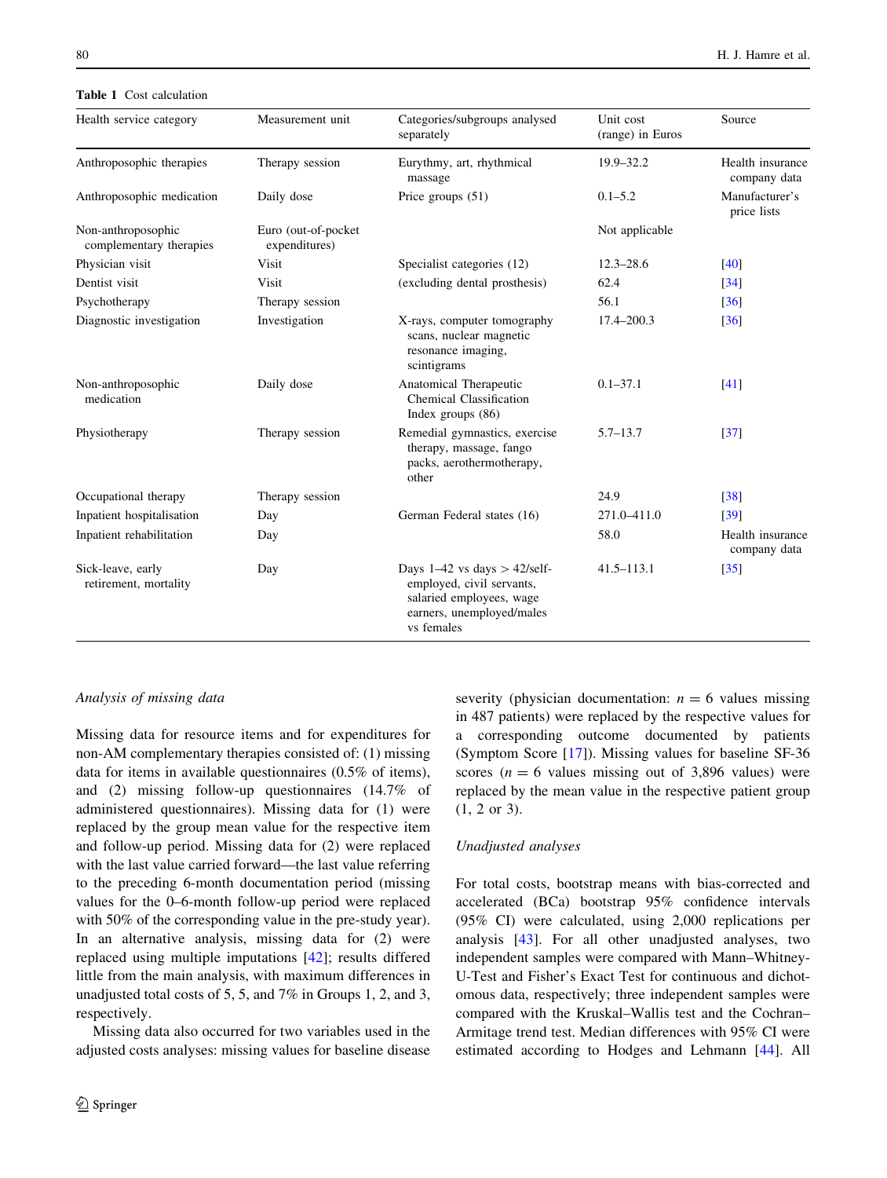**Table 1** Cost calculation

| Health service category | Measurement unit | Categories/subgroups analysed separately | Unit cost (range) in Euros | Source |
|---|---|---|---|---|
| Anthroposophic therapies | Therapy session | Eurythmy, art, rhythmical massage | 19.9–32.2 | Health insurance company data |
| Anthroposophic medication | Daily dose | Price groups (51) | 0.1–5.2 | Manufacturer's price lists |
| Non-anthroposophic complementary therapies | Euro (out-of-pocket expenditures) | | Not applicable | |
| Physician visit | Visit | Specialist categories (12) | 12.3–28.6 | [40] |
| Dentist visit | Visit | (excluding dental prosthesis) | 62.4 | [34] |
| Psychotherapy | Therapy session | | 56.1 | [36] |
| Diagnostic investigation | Investigation | X-rays, computer tomography scans, nuclear magnetic resonance imaging, scintigrams | 17.4–200.3 | [36] |
| Non-anthroposophic medication | Daily dose | Anatomical Therapeutic Chemical Classification Index groups (86) | 0.1–37.1 | [41] |
| Physiotherapy | Therapy session | Remedial gymnastics, exercise therapy, massage, fango packs, aerothermotherapy, other | 5.7–13.7 | [37] |
| Occupational therapy | Therapy session | | 24.9 | [38] |
| Inpatient hospitalisation | Day | German Federal states (16) | 271.0–411.0 | [39] |
| Inpatient rehabilitation | Day | | 58.0 | Health insurance company data |
| Sick-leave, early retirement, mortality | Day | Days 1–42 vs days > 42/self-employed, civil servants, salaried employees, wage earners, unemployed/males vs females | 41.5–113.1 | [35] |

*Analysis of missing data*

Missing data for resource items and for expenditures for non-AM complementary therapies consisted of: (1) missing data for items in available questionnaires (0.5% of items), and (2) missing follow-up questionnaires (14.7% of administered questionnaires). Missing data for (1) were replaced by the group mean value for the respective item and follow-up period. Missing data for (2) were replaced with the last value carried forward—the last value referring to the preceding 6-month documentation period (missing values for the 0–6-month follow-up period were replaced with 50% of the corresponding value in the pre-study year). In an alternative analysis, missing data for (2) were replaced using multiple imputations [42]; results differed little from the main analysis, with maximum differences in unadjusted total costs of 5, 5, and 7% in Groups 1, 2, and 3, respectively.

Missing data also occurred for two variables used in the adjusted costs analyses: missing values for baseline disease severity (physician documentation: $n = 6$ values missing in 487 patients) were replaced by the respective values for a corresponding outcome documented by patients (Symptom Score [17]). Missing values for baseline SF-36 scores ($n = 6$ values missing out of 3,896 values) were replaced by the mean value in the respective patient group (1, 2 or 3).

*Unadjusted analyses*

For total costs, bootstrap means with bias-corrected and accelerated (BCa) bootstrap 95% confidence intervals (95% CI) were calculated, using 2,000 replications per analysis [43]. For all other unadjusted analyses, two independent samples were compared with Mann–Whitney-U-Test and Fisher's Exact Test for continuous and dichotomous data, respectively; three independent samples were compared with the Kruskal–Wallis test and the Cochran–Armitage trend test. Median differences with 95% CI were estimated according to Hodges and Lehmann [44]. All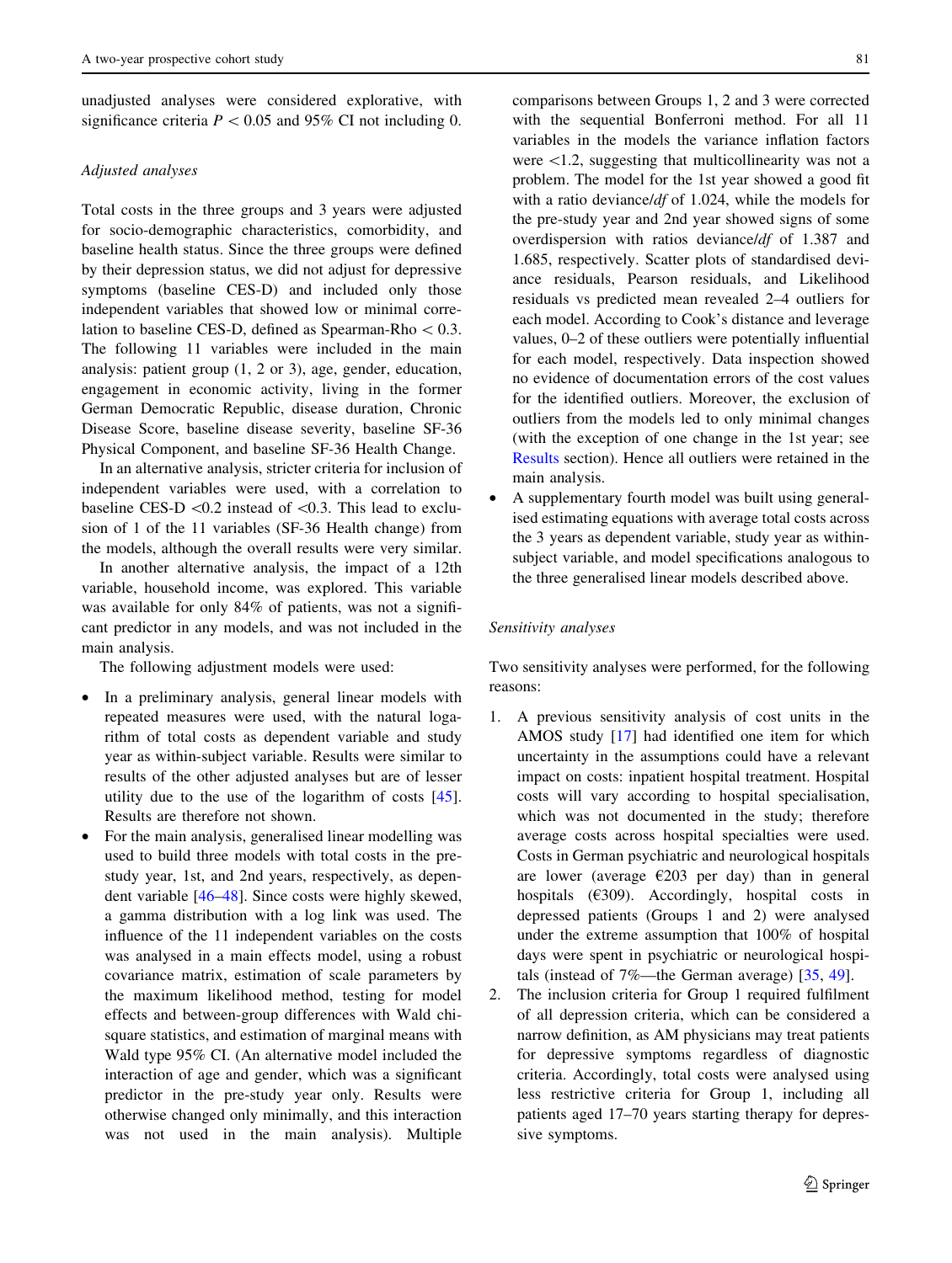unadjusted analyses were considered explorative, with significance criteria $P < 0.05$ and 95% CI not including 0.

### *Adjusted analyses*

Total costs in the three groups and 3 years were adjusted for socio-demographic characteristics, comorbidity, and baseline health status. Since the three groups were defined by their depression status, we did not adjust for depressive symptoms (baseline CES-D) and included only those independent variables that showed low or minimal correlation to baseline CES-D, defined as Spearman-Rho < 0.3. The following 11 variables were included in the main analysis: patient group (1, 2 or 3), age, gender, education, engagement in economic activity, living in the former German Democratic Republic, disease duration, Chronic Disease Score, baseline disease severity, baseline SF-36 Physical Component, and baseline SF-36 Health Change.

In an alternative analysis, stricter criteria for inclusion of independent variables were used, with a correlation to baseline CES-D <0.2 instead of <0.3. This lead to exclusion of 1 of the 11 variables (SF-36 Health change) from the models, although the overall results were very similar.

In another alternative analysis, the impact of a 12th variable, household income, was explored. This variable was available for only 84% of patients, was not a significant predictor in any models, and was not included in the main analysis.

The following adjustment models were used:

- In a preliminary analysis, general linear models with repeated measures were used, with the natural logarithm of total costs as dependent variable and study year as within-subject variable. Results were similar to results of the other adjusted analyses but are of lesser utility due to the use of the logarithm of costs [45]. Results are therefore not shown.
- For the main analysis, generalised linear modelling was used to build three models with total costs in the pre-study year, 1st, and 2nd years, respectively, as dependent variable [46–48]. Since costs were highly skewed, a gamma distribution with a log link was used. The influence of the 11 independent variables on the costs was analysed in a main effects model, using a robust covariance matrix, estimation of scale parameters by the maximum likelihood method, testing for model effects and between-group differences with Wald chi-square statistics, and estimation of marginal means with Wald type 95% CI. (An alternative model included the interaction of age and gender, which was a significant predictor in the pre-study year only. Results were otherwise changed only minimally, and this interaction was not used in the main analysis). Multiple comparisons between Groups 1, 2 and 3 were corrected with the sequential Bonferroni method. For all 11 variables in the models the variance inflation factors were <1.2, suggesting that multicollinearity was not a problem. The model for the 1st year showed a good fit with a ratio deviance/*df* of 1.024, while the models for the pre-study year and 2nd year showed signs of some overdispersion with ratios deviance/*df* of 1.387 and 1.685, respectively. Scatter plots of standardised deviance residuals, Pearson residuals, and Likelihood residuals vs predicted mean revealed 2–4 outliers for each model. According to Cook's distance and leverage values, 0–2 of these outliers were potentially influential for each model, respectively. Data inspection showed no evidence of documentation errors of the cost values for the identified outliers. Moreover, the exclusion of outliers from the models led to only minimal changes (with the exception of one change in the 1st year; see Results section). Hence all outliers were retained in the main analysis.
- A supplementary fourth model was built using generalised estimating equations with average total costs across the 3 years as dependent variable, study year as within-subject variable, and model specifications analogous to the three generalised linear models described above.

### *Sensitivity analyses*

Two sensitivity analyses were performed, for the following reasons:

1. A previous sensitivity analysis of cost units in the AMOS study [17] had identified one item for which uncertainty in the assumptions could have a relevant impact on costs: inpatient hospital treatment. Hospital costs will vary according to hospital specialisation, which was not documented in the study; therefore average costs across hospital specialties were used. Costs in German psychiatric and neurological hospitals are lower (average €203 per day) than in general hospitals (€309). Accordingly, hospital costs in depressed patients (Groups 1 and 2) were analysed under the extreme assumption that 100% of hospital days were spent in psychiatric or neurological hospitals (instead of 7%—the German average) [35, 49].
2. The inclusion criteria for Group 1 required fulfilment of all depression criteria, which can be considered a narrow definition, as AM physicians may treat patients for depressive symptoms regardless of diagnostic criteria. Accordingly, total costs were analysed using less restrictive criteria for Group 1, including all patients aged 17–70 years starting therapy for depressive symptoms.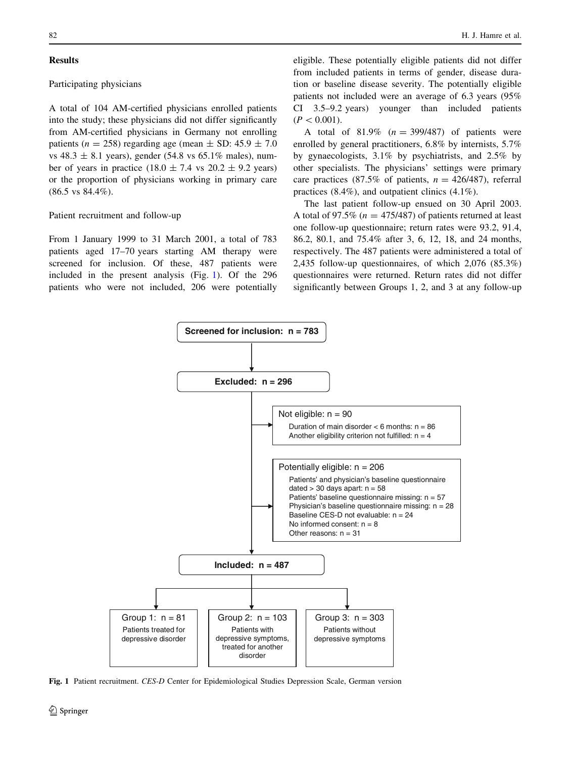## Results

### Participating physicians

A total of 104 AM-certified physicians enrolled patients into the study; these physicians did not differ significantly from AM-certified physicians in Germany not enrolling patients ($n = 258$) regarding age (mean ± SD: 45.9 ± 7.0 vs 48.3 ± 8.1 years), gender (54.8 vs 65.1% males), number of years in practice (18.0 ± 7.4 vs 20.2 ± 9.2 years) or the proportion of physicians working in primary care (86.5 vs 84.4%).

### Patient recruitment and follow-up

From 1 January 1999 to 31 March 2001, a total of 783 patients aged 17–70 years starting AM therapy were screened for inclusion. Of these, 487 patients were included in the present analysis (Fig. 1). Of the 296 patients who were not included, 206 were potentially eligible. These potentially eligible patients did not differ from included patients in terms of gender, disease duration or baseline disease severity. The potentially eligible patients not included were an average of 6.3 years (95% CI 3.5–9.2 years) younger than included patients ($P < 0.001$).

A total of 81.9% ($n = 399/487$) of patients were enrolled by general practitioners, 6.8% by internists, 5.7% by gynaecologists, 3.1% by psychiatrists, and 2.5% by other specialists. The physicians' settings were primary care practices (87.5% of patients, $n = 426/487$), referral practices (8.4%), and outpatient clinics (4.1%).

The last patient follow-up ensued on 30 April 2003. A total of 97.5% ($n = 475/487$) of patients returned at least one follow-up questionnaire; return rates were 93.2, 91.4, 86.2, 80.1, and 75.4% after 3, 6, 12, 18, and 24 months, respectively. The 487 patients were administered a total of 2,435 follow-up questionnaires, of which 2,076 (85.3%) questionnaires were returned. Return rates did not differ significantly between Groups 1, 2, and 3 at any follow-up

**Screened for inclusion: n = 783**

**Excluded: n = 296**

- Not eligible: n = 90
  - Duration of main disorder < 6 months: n = 86
  - Another eligibility criterion not fulfilled: n = 4
- Potentially eligible: n = 206
  - Patients' and physician's baseline questionnaire dated > 30 days apart: n = 58
  - Patients' baseline questionnaire missing: n = 57
  - Physician's baseline questionnaire missing: n = 28
  - Baseline CES-D not evaluable: n = 24
  - No informed consent: n = 8
  - Other reasons: n = 31

**Included: n = 487**

- Group 1: n = 81 — Patients treated for depressive disorder
- Group 2: n = 103 — Patients with depressive symptoms, treated for another disorder
- Group 3: n = 303 — Patients without depressive symptoms

**Fig. 1** Patient recruitment. *CES-D* Center for Epidemiological Studies Depression Scale, German version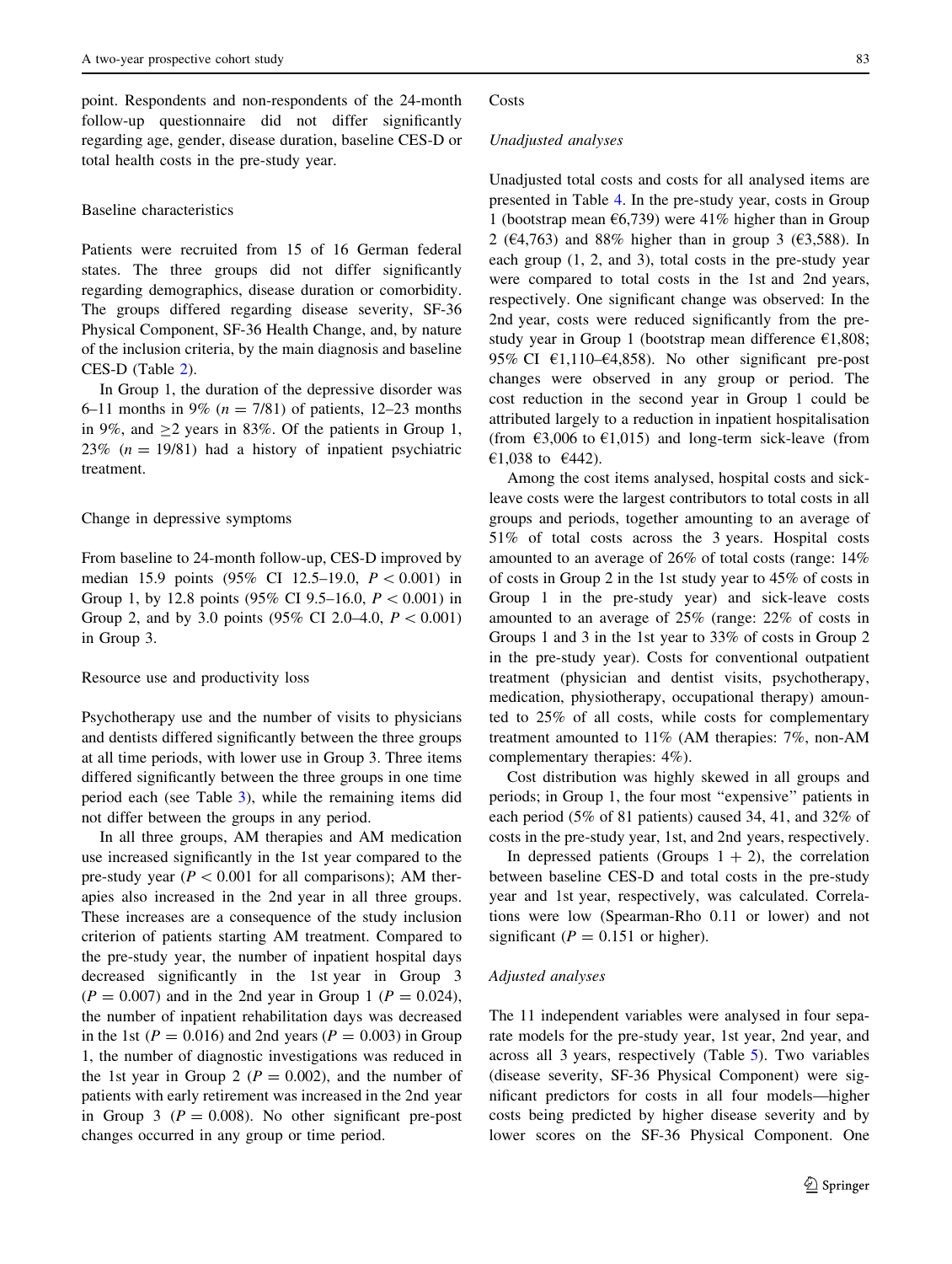point. Respondents and non-respondents of the 24-month follow-up questionnaire did not differ significantly regarding age, gender, disease duration, baseline CES-D or total health costs in the pre-study year.

### Baseline characteristics

Patients were recruited from 15 of 16 German federal states. The three groups did not differ significantly regarding demographics, disease duration or comorbidity. The groups differed regarding disease severity, SF-36 Physical Component, SF-36 Health Change, and, by nature of the inclusion criteria, by the main diagnosis and baseline CES-D (Table 2).

In Group 1, the duration of the depressive disorder was 6–11 months in 9% ($n = 7/81$) of patients, 12–23 months in 9%, and $\geq 2$ years in 83%. Of the patients in Group 1, 23% ($n = 19/81$) had a history of inpatient psychiatric treatment.

### Change in depressive symptoms

From baseline to 24-month follow-up, CES-D improved by median 15.9 points (95% CI 12.5–19.0, $P < 0.001$) in Group 1, by 12.8 points (95% CI 9.5–16.0, $P < 0.001$) in Group 2, and by 3.0 points (95% CI 2.0–4.0, $P < 0.001$) in Group 3.

### Resource use and productivity loss

Psychotherapy use and the number of visits to physicians and dentists differed significantly between the three groups at all time periods, with lower use in Group 3. Three items differed significantly between the three groups in one time period each (see Table 3), while the remaining items did not differ between the groups in any period.

In all three groups, AM therapies and AM medication use increased significantly in the 1st year compared to the pre-study year ($P < 0.001$ for all comparisons); AM therapies also increased in the 2nd year in all three groups. These increases are a consequence of the study inclusion criterion of patients starting AM treatment. Compared to the pre-study year, the number of inpatient hospital days decreased significantly in the 1st year in Group 3 ($P = 0.007$) and in the 2nd year in Group 1 ($P = 0.024$), the number of inpatient rehabilitation days was decreased in the 1st ($P = 0.016$) and 2nd years ($P = 0.003$) in Group 1, the number of diagnostic investigations was reduced in the 1st year in Group 2 ($P = 0.002$), and the number of patients with early retirement was increased in the 2nd year in Group 3 ($P = 0.008$). No other significant pre-post changes occurred in any group or time period.

### Costs

#### *Unadjusted analyses*

Unadjusted total costs and costs for all analysed items are presented in Table 4. In the pre-study year, costs in Group 1 (bootstrap mean €6,739) were 41% higher than in Group 2 (€4,763) and 88% higher than in group 3 (€3,588). In each group (1, 2, and 3), total costs in the pre-study year were compared to total costs in the 1st and 2nd years, respectively. One significant change was observed: In the 2nd year, costs were reduced significantly from the pre-study year in Group 1 (bootstrap mean difference €1,808; 95% CI €1,110–€4,858). No other significant pre-post changes were observed in any group or period. The cost reduction in the second year in Group 1 could be attributed largely to a reduction in inpatient hospitalisation (from €3,006 to €1,015) and long-term sick-leave (from €1,038 to €442).

Among the cost items analysed, hospital costs and sick-leave costs were the largest contributors to total costs in all groups and periods, together amounting to an average of 51% of total costs across the 3 years. Hospital costs amounted to an average of 26% of total costs (range: 14% of costs in Group 2 in the 1st study year to 45% of costs in Group 1 in the pre-study year) and sick-leave costs amounted to an average of 25% (range: 22% of costs in Groups 1 and 3 in the 1st year to 33% of costs in Group 2 in the pre-study year). Costs for conventional outpatient treatment (physician and dentist visits, psychotherapy, medication, physiotherapy, occupational therapy) amounted to 25% of all costs, while costs for complementary treatment amounted to 11% (AM therapies: 7%, non-AM complementary therapies: 4%).

Cost distribution was highly skewed in all groups and periods; in Group 1, the four most "expensive" patients in each period (5% of 81 patients) caused 34, 41, and 32% of costs in the pre-study year, 1st, and 2nd years, respectively.

In depressed patients (Groups 1 + 2), the correlation between baseline CES-D and total costs in the pre-study year and 1st year, respectively, was calculated. Correlations were low (Spearman-Rho 0.11 or lower) and not significant ($P = 0.151$ or higher).

#### *Adjusted analyses*

The 11 independent variables were analysed in four separate models for the pre-study year, 1st year, 2nd year, and across all 3 years, respectively (Table 5). Two variables (disease severity, SF-36 Physical Component) were significant predictors for costs in all four models—higher costs being predicted by higher disease severity and by lower scores on the SF-36 Physical Component. One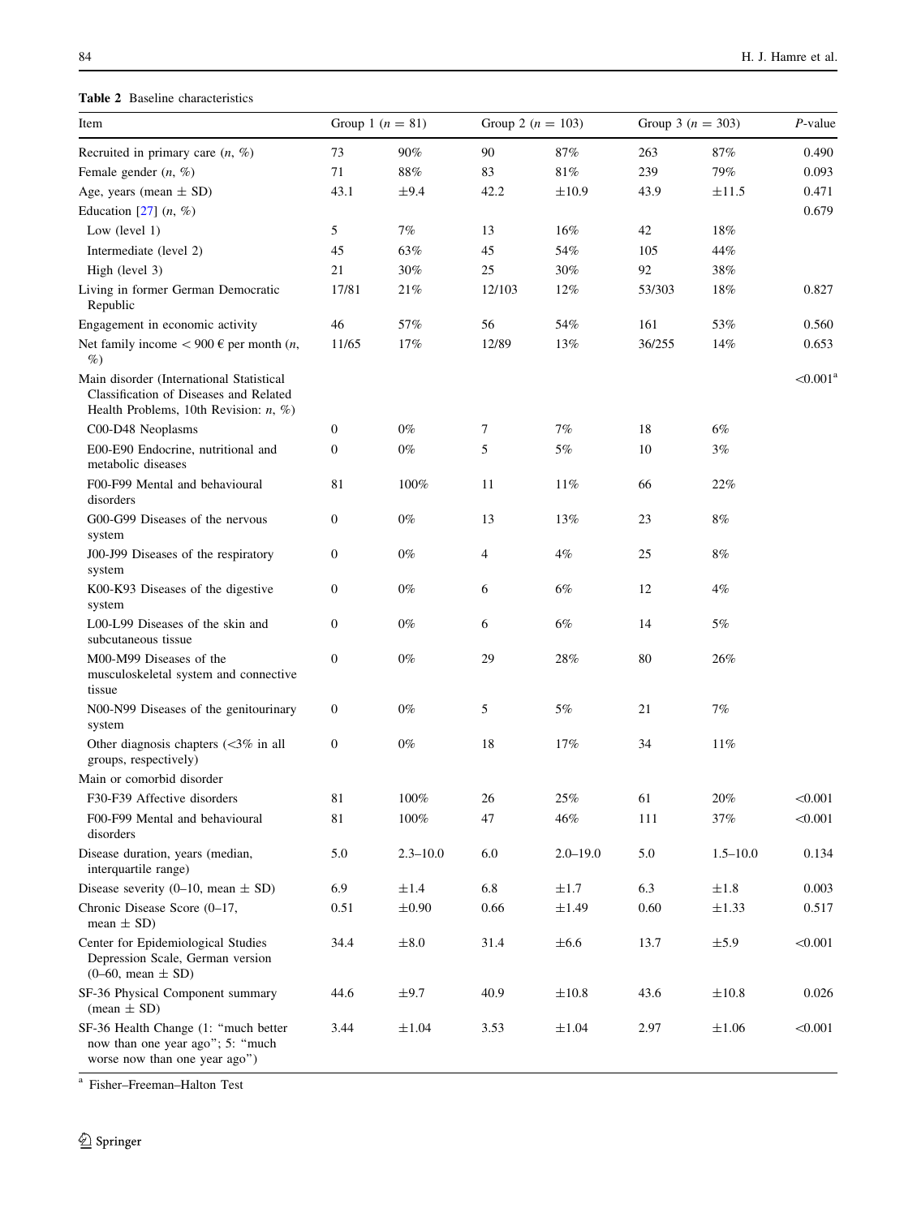**Table 2** Baseline characteristics

| Item | Group 1 ($n$ = 81) | | Group 2 ($n$ = 103) | | Group 3 ($n$ = 303) | | $P$-value |
|---|---|---|---|---|---|---|---|
| Recruited in primary care ($n$, %) | 73 | 90% | 90 | 87% | 263 | 87% | 0.490 |
| Female gender ($n$, %) | 71 | 88% | 83 | 81% | 239 | 79% | 0.093 |
| Age, years (mean ± SD) | 43.1 | ±9.4 | 42.2 | ±10.9 | 43.9 | ±11.5 | 0.471 |
| Education [27] ($n$, %) | | | | | | | 0.679 |
| Low (level 1) | 5 | 7% | 13 | 16% | 42 | 18% | |
| Intermediate (level 2) | 45 | 63% | 45 | 54% | 105 | 44% | |
| High (level 3) | 21 | 30% | 25 | 30% | 92 | 38% | |
| Living in former German Democratic Republic | 17/81 | 21% | 12/103 | 12% | 53/303 | 18% | 0.827 |
| Engagement in economic activity | 46 | 57% | 56 | 54% | 161 | 53% | 0.560 |
| Net family income < 900 € per month ($n$, %) | 11/65 | 17% | 12/89 | 13% | 36/255 | 14% | 0.653 |
| Main disorder (International Statistical Classification of Diseases and Related Health Problems, 10th Revision: $n$, %) | | | | | | | <0.001[a] |
| C00-D48 Neoplasms | 0 | 0% | 7 | 7% | 18 | 6% | |
| E00-E90 Endocrine, nutritional and metabolic diseases | 0 | 0% | 5 | 5% | 10 | 3% | |
| F00-F99 Mental and behavioural disorders | 81 | 100% | 11 | 11% | 66 | 22% | |
| G00-G99 Diseases of the nervous system | 0 | 0% | 13 | 13% | 23 | 8% | |
| J00-J99 Diseases of the respiratory system | 0 | 0% | 4 | 4% | 25 | 8% | |
| K00-K93 Diseases of the digestive system | 0 | 0% | 6 | 6% | 12 | 4% | |
| L00-L99 Diseases of the skin and subcutaneous tissue | 0 | 0% | 6 | 6% | 14 | 5% | |
| M00-M99 Diseases of the musculoskeletal system and connective tissue | 0 | 0% | 29 | 28% | 80 | 26% | |
| N00-N99 Diseases of the genitourinary system | 0 | 0% | 5 | 5% | 21 | 7% | |
| Other diagnosis chapters (<3% in all groups, respectively) | 0 | 0% | 18 | 17% | 34 | 11% | |
| Main or comorbid disorder | | | | | | | |
| F30-F39 Affective disorders | 81 | 100% | 26 | 25% | 61 | 20% | <0.001 |
| F00-F99 Mental and behavioural disorders | 81 | 100% | 47 | 46% | 111 | 37% | <0.001 |
| Disease duration, years (median, interquartile range) | 5.0 | 2.3–10.0 | 6.0 | 2.0–19.0 | 5.0 | 1.5–10.0 | 0.134 |
| Disease severity (0–10, mean ± SD) | 6.9 | ±1.4 | 6.8 | ±1.7 | 6.3 | ±1.8 | 0.003 |
| Chronic Disease Score (0–17, mean ± SD) | 0.51 | ±0.90 | 0.66 | ±1.49 | 0.60 | ±1.33 | 0.517 |
| Center for Epidemiological Studies Depression Scale, German version (0–60, mean ± SD) | 34.4 | ±8.0 | 31.4 | ±6.6 | 13.7 | ±5.9 | <0.001 |
| SF-36 Physical Component summary (mean ± SD) | 44.6 | ±9.7 | 40.9 | ±10.8 | 43.6 | ±10.8 | 0.026 |
| SF-36 Health Change (1: "much better now than one year ago"; 5: "much worse now than one year ago") | 3.44 | ±1.04 | 3.53 | ±1.04 | 2.97 | ±1.06 | <0.001 |

[a] Fisher–Freeman–Halton Test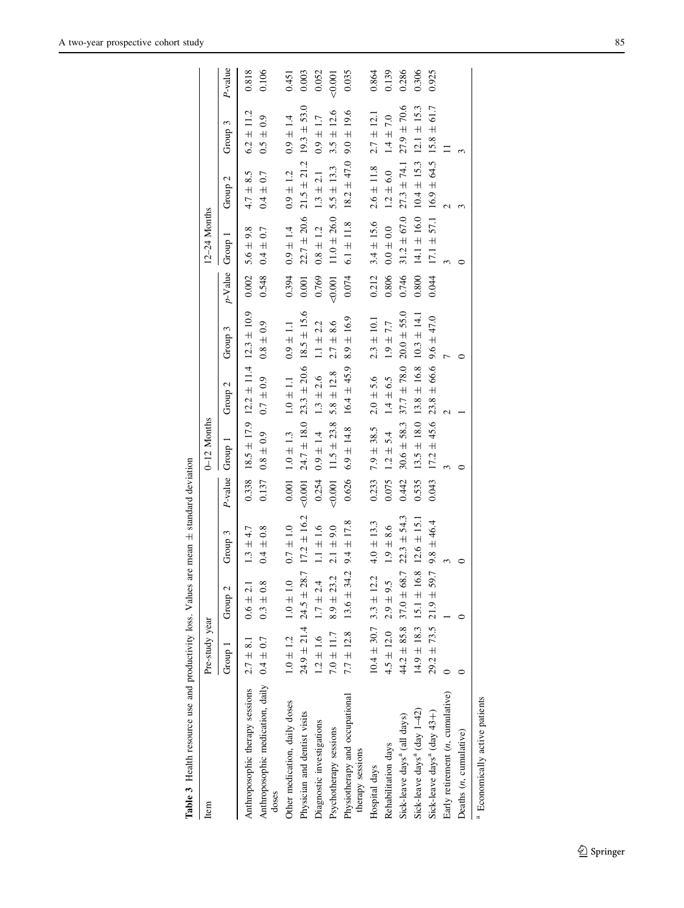**Table 3** Health resource use and productivity loss. Values are mean ± standard deviation

| Item | Pre-study year | | | | 0–12 Months | | | | 12–24 Months | | | |
|---|---|---|---|---|---|---|---|---|---|---|---|---|
| | Group 1 | Group 2 | Group 3 | *P*-value | Group 1 | Group 2 | Group 3 | *p*-Value | Group 1 | Group 2 | Group 3 | *P*-value |
| Anthroposophic therapy sessions | 2.7 ± 8.1 | 0.6 ± 2.1 | 1.3 ± 4.7 | 0.338 | 18.5 ± 17.9 | 12.2 ± 11.4 | 12.3 ± 10.9 | 0.002 | 5.6 ± 9.8 | 4.7 ± 8.5 | 6.2 ± 11.2 | 0.818 |
| Anthroposophic medication, daily doses | 0.4 ± 0.7 | 0.3 ± 0.8 | 0.4 ± 0.8 | 0.137 | 0.8 ± 0.9 | 0.7 ± 0.9 | 0.8 ± 0.9 | 0.548 | 0.4 ± 0.7 | 0.4 ± 0.7 | 0.5 ± 0.9 | 0.106 |
| Other medication, daily doses | 1.0 ± 1.2 | 1.0 ± 1.0 | 0.7 ± 1.0 | 0.001 | 1.0 ± 1.3 | 1.0 ± 1.1 | 0.9 ± 1.1 | 0.394 | 0.9 ± 1.4 | 0.9 ± 1.2 | 0.9 ± 1.4 | 0.451 |
| Physician and dentist visits | 24.9 ± 21.4 | 24.5 ± 28.7 | 17.2 ± 16.2 | <0.001 | 24.7 ± 18.0 | 23.3 ± 20.6 | 18.5 ± 15.6 | 0.001 | 22.7 ± 20.6 | 21.5 ± 21.2 | 19.3 ± 53.0 | 0.003 |
| Diagnostic investigations | 1.2 ± 1.6 | 1.7 ± 2.4 | 1.1 ± 1.6 | 0.254 | 0.9 ± 1.4 | 1.3 ± 2.6 | 1.1 ± 2.2 | 0.769 | 0.8 ± 1.2 | 1.3 ± 2.1 | 0.9 ± 1.7 | 0.052 |
| Psychotherapy sessions | 7.0 ± 11.7 | 8.9 ± 23.2 | 2.1 ± 9.0 | <0.001 | 11.5 ± 23.8 | 5.8 ± 12.8 | 2.7 ± 8.6 | <0.001 | 11.0 ± 26.0 | 5.5 ± 13.3 | 3.5 ± 12.6 | <0.001 |
| Physiotherapy and occupational therapy sessions | 7.7 ± 12.8 | 13.6 ± 34.2 | 9.4 ± 17.8 | 0.626 | 6.9 ± 14.8 | 16.4 ± 45.9 | 8.9 ± 16.9 | 0.074 | 6.1 ± 11.8 | 18.2 ± 47.0 | 9.0 ± 19.6 | 0.035 |
| Hospital days | 10.4 ± 30.7 | 3.3 ± 12.2 | 4.0 ± 13.3 | 0.233 | 7.9 ± 38.5 | 2.0 ± 5.6 | 2.3 ± 10.1 | 0.212 | 3.4 ± 15.6 | 2.6 ± 11.8 | 2.7 ± 12.1 | 0.864 |
| Rehabilitation days | 4.5 ± 12.0 | 2.9 ± 9.5 | 1.9 ± 8.6 | 0.075 | 1.2 ± 5.4 | 1.4 ± 6.5 | 1.9 ± 7.7 | 0.806 | 0.0 ± 0.0 | 1.2 ± 6.0 | 1.4 ± 7.0 | 0.139 |
| Sick-leave days[a] (all days) | 44.2 ± 85.8 | 37.0 ± 68.7 | 22.3 ± 54.3 | 0.442 | 30.6 ± 58.3 | 37.7 ± 78.0 | 20.0 ± 55.0 | 0.746 | 31.2 ± 67.0 | 27.3 ± 74.1 | 27.9 ± 70.6 | 0.286 |
| Sick-leave days[a] (day 1–42) | 14.9 ± 18.3 | 15.1 ± 16.8 | 12.6 ± 15.1 | 0.535 | 13.5 ± 18.0 | 13.8 ± 16.8 | 10.3 ± 14.1 | 0.800 | 14.1 ± 16.0 | 10.4 ± 15.3 | 12.1 ± 15.3 | 0.306 |
| Sick-leave days[a] (day 43+) | 29.2 ± 73.5 | 21.9 ± 59.7 | 9.8 ± 46.4 | 0.043 | 17.2 ± 45.6 | 23.8 ± 66.6 | 9.6 ± 47.0 | 0.044 | 17.1 ± 57.1 | 16.9 ± 64.5 | 15.8 ± 61.7 | 0.925 |
| Early retirement (*n*, cumulative) | 0 | 1 | 3 | | 3 | 2 | 7 | | 3 | 2 | 11 | |
| Deaths (*n*, cumulative) | 0 | 0 | 0 | | 0 | 1 | 0 | | 0 | 3 | 3 | |

[a] Economically active patients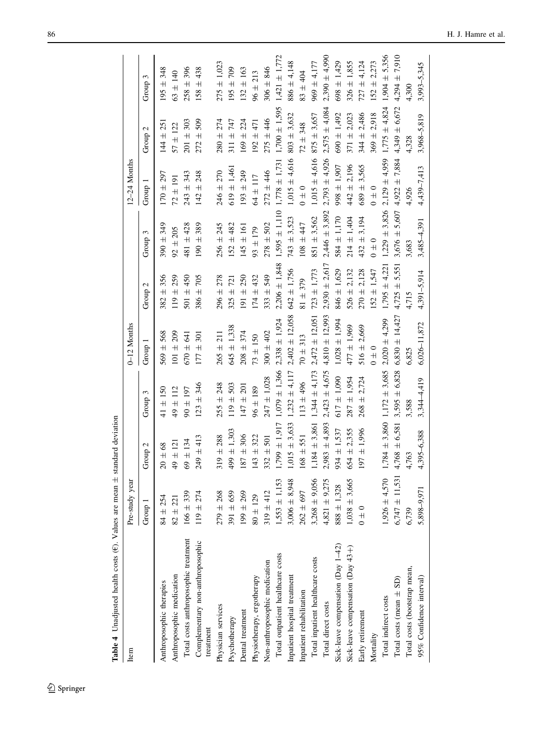**Table 4** Unadjusted health costs (€). Values are mean ± standard deviation

| Item | Pre-study year | | | 0–12 Months | | | 12–24 Months | | |
|---|---|---|---|---|---|---|---|---|---|
| | Group 1 | Group 2 | Group 3 | Group 1 | Group 2 | Group 3 | Group 1 | Group 2 | Group 3 |
| Anthroposophic therapies | 84 ± 254 | 20 ± 68 | 41 ± 150 | 569 ± 568 | 382 ± 356 | 390 ± 349 | 170 ± 297 | 144 ± 251 | 195 ± 348 |
| Anthroposophic medication | 82 ± 221 | 49 ± 121 | 49 ± 112 | 101 ± 209 | 119 ± 259 | 92 ± 205 | 72 ± 191 | 57 ± 122 | 63 ± 140 |
| Total costs anthroposophic treatment | 166 ± 339 | 69 ± 134 | 90 ± 197 | 670 ± 641 | 501 ± 450 | 481 ± 428 | 243 ± 343 | 201 ± 303 | 258 ± 396 |
| Complementary non-anthroposophic treatment | 119 ± 274 | 249 ± 413 | 123 ± 346 | 177 ± 301 | 386 ± 705 | 190 ± 389 | 142 ± 248 | 272 ± 509 | 158 ± 438 |
| Physician services | 279 ± 268 | 319 ± 288 | 255 ± 248 | 265 ± 211 | 296 ± 278 | 256 ± 245 | 246 ± 270 | 280 ± 274 | 275 ± 1,023 |
| Psychotherapy | 391 ± 659 | 499 ± 1,303 | 119 ± 503 | 645 ± 1,338 | 325 ± 721 | 152 ± 482 | 619 ± 1,461 | 311 ± 747 | 195 ± 709 |
| Dental treatment | 199 ± 269 | 187 ± 306 | 147 ± 201 | 208 ± 374 | 191 ± 250 | 145 ± 161 | 193 ± 249 | 169 ± 224 | 132 ± 163 |
| Physiotherapy, ergotherapy | 80 ± 129 | 143 ± 322 | 96 ± 189 | 73 ± 150 | 174 ± 432 | 93 ± 179 | 64 ± 117 | 192 ± 471 | 96 ± 213 |
| Non-anthroposophic medication | 319 ± 412 | 332 ± 501 | 247 ± 1,028 | 300 ± 402 | 333 ± 549 | 278 ± 502 | 272 ± 446 | 275 ± 446 | 306 ± 846 |
| Total outpatient healthcare costs | 1,553 ± 1,153 | 1,799 ± 1,917 | 1,079 ± 1,366 | 2,338 ± 1,924 | 2,206 ± 1,848 | 1,595 ± 1,110 | 1,778 ± 1,731 | 1,700 ± 1,595 | 1,421 ± 1,772 |
| Inpatient hospital treatment | 3,006 ± 8,948 | 1,015 ± 3,633 | 1,232 ± 4,117 | 2,402 ± 12,058 | 642 ± 1,756 | 743 ± 3,523 | 1,015 ± 4,616 | 803 ± 3,632 | 886 ± 4,148 |
| Inpatient rehabilitation | 262 ± 697 | 168 ± 551 | 113 ± 496 | 70 ± 313 | 81 ± 379 | 108 ± 447 | 0 ± 0 | 72 ± 348 | 83 ± 404 |
| Total inpatient healthcare costs | 3,268 ± 9,056 | 1,184 ± 3,861 | 1,344 ± 4,173 | 2,472 ± 12,051 | 723 ± 1,773 | 851 ± 3,562 | 1,015 ± 4,616 | 875 ± 3,657 | 969 ± 4,177 |
| Total direct costs | 4,821 ± 9,275 | 2,983 ± 4,893 | 2,423 ± 4,675 | 4,810 ± 12,993 | 2,930 ± 2,617 | 2,446 ± 3,892 | 2,793 ± 4,926 | 2,575 ± 4,084 | 2,390 ± 4,990 |
| Sick-leave compensation (Day 1–42) | 888 ± 1,328 | 934 ± 1,537 | 617 ± 1,090 | 1,028 ± 1,994 | 846 ± 1,629 | 584 ± 1,170 | 998 ± 1,907 | 690 ± 1,492 | 698 ± 1,429 |
| Sick-leave compensation (Day 43+) | 1,038 ± 3,665 | 654 ± 2,355 | 287 ± 1,954 | 477 ± 1,969 | 526 ± 2,132 | 214 ± 1,404 | 442 ± 2,196 | 371 ± 2,023 | 326 ± 1,855 |
| Early retirement | 0 ± 0 | 197 ± 1,996 | 268 ± 2,724 | 516 ± 2,669 | 270 ± 2,128 | 432 ± 3,194 | 689 ± 3,565 | 344 ± 2,486 | 727 ± 4,124 |
| Mortality | | | | 0 ± 0 | 152 ± 1,547 | 0 ± 0 | 0 ± 0 | 369 ± 2,918 | 152 ± 2,273 |
| Total indirect costs | 1,926 ± 4,570 | 1,784 ± 3,860 | 1,172 ± 3,685 | 2,020 ± 4,299 | 1,795 ± 4,221 | 1,229 ± 3,826 | 2,129 ± 4,959 | 1,775 ± 4,824 | 1,904 ± 5,356 |
| Total costs (mean ± SD) | 6,747 ± 11,531 | 4,768 ± 6,581 | 3,595 ± 6,828 | 6,830 ± 14,427 | 4,725 ± 5,551 | 3,676 ± 5,607 | 4,922 ± 7,884 | 4,349 ± 6,672 | 4,294 ± 7,910 |
| Total costs (bootstrap mean, | 6,739 | 4,763 | 3,588 | 6,825 | 4,715 | 3,683 | 4,926 | 4,328 | 4,300 |
| 95% Confidence interval) | 5,898–9,971 | 4,395–6,388 | 3,344–4,419 | 6,026–11,872 | 4,391–5,914 | 3,485–4,391 | 4,439–7,413 | 3,968–5,819 | 3,993–5,345 |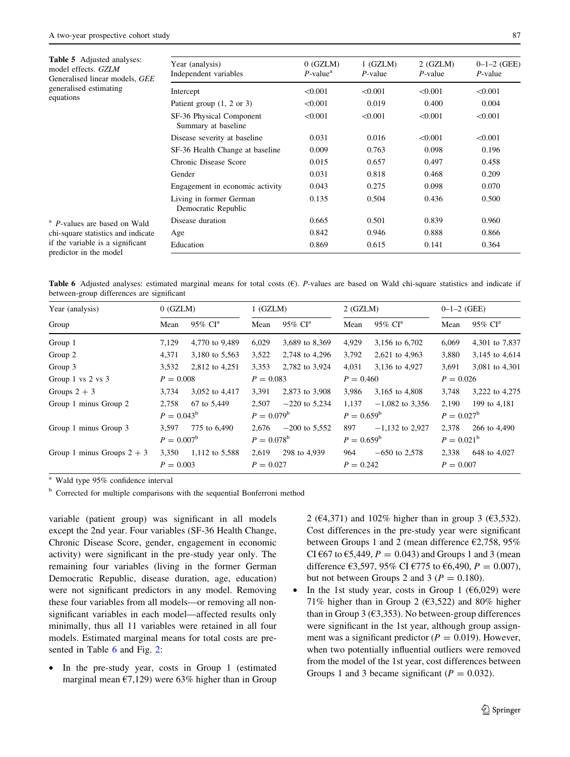**Table 5** Adjusted analyses: model effects. *GZLM* Generalised linear models, *GEE* generalised estimating equations

| Year (analysis) Independent variables | 0 (GZLM) *P*-value[a] | 1 (GZLM) *P*-value | 2 (GZLM) *P*-value | 0–1–2 (GEE) *P*-value |
|---|---|---|---|---|
| Intercept | <0.001 | <0.001 | <0.001 | <0.001 |
| Patient group (1, 2 or 3) | <0.001 | 0.019 | 0.400 | 0.004 |
| SF-36 Physical Component Summary at baseline | <0.001 | <0.001 | <0.001 | <0.001 |
| Disease severity at baseline | 0.031 | 0.016 | <0.001 | <0.001 |
| SF-36 Health Change at baseline | 0.009 | 0.763 | 0.098 | 0.196 |
| Chronic Disease Score | 0.015 | 0.657 | 0.497 | 0.458 |
| Gender | 0.031 | 0.818 | 0.468 | 0.209 |
| Engagement in economic activity | 0.043 | 0.275 | 0.098 | 0.070 |
| Living in former German Democratic Republic | 0.135 | 0.504 | 0.436 | 0.500 |
| Disease duration | 0.665 | 0.501 | 0.839 | 0.960 |
| Age | 0.842 | 0.946 | 0.888 | 0.866 |
| Education | 0.869 | 0.615 | 0.141 | 0.364 |

[a] *P*-values are based on Wald chi-square statistics and indicate if the variable is a significant predictor in the model

**Table 6** Adjusted analyses: estimated marginal means for total costs (€). *P*-values are based on Wald chi-square statistics and indicate if between-group differences are significant

| Year (analysis) | 0 (GZLM) | | 1 (GZLM) | | 2 (GZLM) | | 0–1–2 (GEE) | |
|---|---|---|---|---|---|---|---|---|
| Group | Mean | 95% CI[a] | Mean | 95% CI[a] | Mean | 95% CI[a] | Mean | 95% CI[a] |
| Group 1 | 7,129 | 4,770 to 9,489 | 6,029 | 3,689 to 8,369 | 4,929 | 3,156 to 6,702 | 6,069 | 4,301 to 7,837 |
| Group 2 | 4,371 | 3,180 to 5,563 | 3,522 | 2,748 to 4,296 | 3,792 | 2,621 to 4,963 | 3,880 | 3,145 to 4,614 |
| Group 3 | 3,532 | 2,812 to 4,251 | 3,353 | 2,782 to 3,924 | 4,031 | 3,136 to 4,927 | 3,691 | 3,081 to 4,301 |
| Group 1 vs 2 vs 3 | $P = 0.008$ | | $P = 0.083$ | | $P = 0.460$ | | $P = 0.026$ | |
| Groups 2 + 3 | 3,734 | 3,052 to 4,417 | 3,391 | 2,873 to 3,908 | 3,986 | 3,165 to 4,808 | 3,748 | 3,222 to 4,275 |
| Group 1 minus Group 2 | 2,758 | 67 to 5,449 | 2,507 | −220 to 5,234 | 1,137 | −1,082 to 3,356 | 2,190 | 199 to 4,181 |
| | $P = 0.043$[b] | | $P = 0.079$[b] | | $P = 0.659$[b] | | $P = 0.027$[b] | |
| Group 1 minus Group 3 | 3,597 | 775 to 6,490 | 2,676 | −200 to 5,552 | 897 | −1,132 to 2,927 | 2,378 | 266 to 4,490 |
| | $P = 0.007$[b] | | $P = 0.078$[b] | | $P = 0.659$[b] | | $P = 0.021$[b] | |
| Group 1 minus Groups 2 + 3 | 3,350 | 1,112 to 5,588 | 2,619 | 298 to 4,939 | 964 | −650 to 2,578 | 2,338 | 648 to 4,027 |
| | $P = 0.003$ | | $P = 0.027$ | | $P = 0.242$ | | $P = 0.007$ | |

[a] Wald type 95% confidence interval

[b] Corrected for multiple comparisons with the sequential Bonferroni method

variable (patient group) was significant in all models except the 2nd year. Four variables (SF-36 Health Change, Chronic Disease Score, gender, engagement in economic activity) were significant in the pre-study year only. The remaining four variables (living in the former German Democratic Republic, disease duration, age, education) were not significant predictors in any model. Removing these four variables from all models—or removing all non-significant variables in each model—affected results only minimally, thus all 11 variables were retained in all four models. Estimated marginal means for total costs are presented in Table 6 and Fig. 2:

- In the pre-study year, costs in Group 1 (estimated marginal mean €7,129) were 63% higher than in Group 2 (€4,371) and 102% higher than in group 3 (€3,532). Cost differences in the pre-study year were significant between Groups 1 and 2 (mean difference €2,758, 95% CI €67 to €5,449, $P = 0.043$) and Groups 1 and 3 (mean difference €3,597, 95% CI €775 to €6,490, $P = 0.007$), but not between Groups 2 and 3 ($P = 0.180$).
- In the 1st study year, costs in Group 1 (€6,029) were 71% higher than in Group 2 (€3,522) and 80% higher than in Group 3 (€3,353). No between-group differences were significant in the 1st year, although group assignment was a significant predictor ($P = 0.019$). However, when two potentially influential outliers were removed from the model of the 1st year, cost differences between Groups 1 and 3 became significant ($P = 0.032$).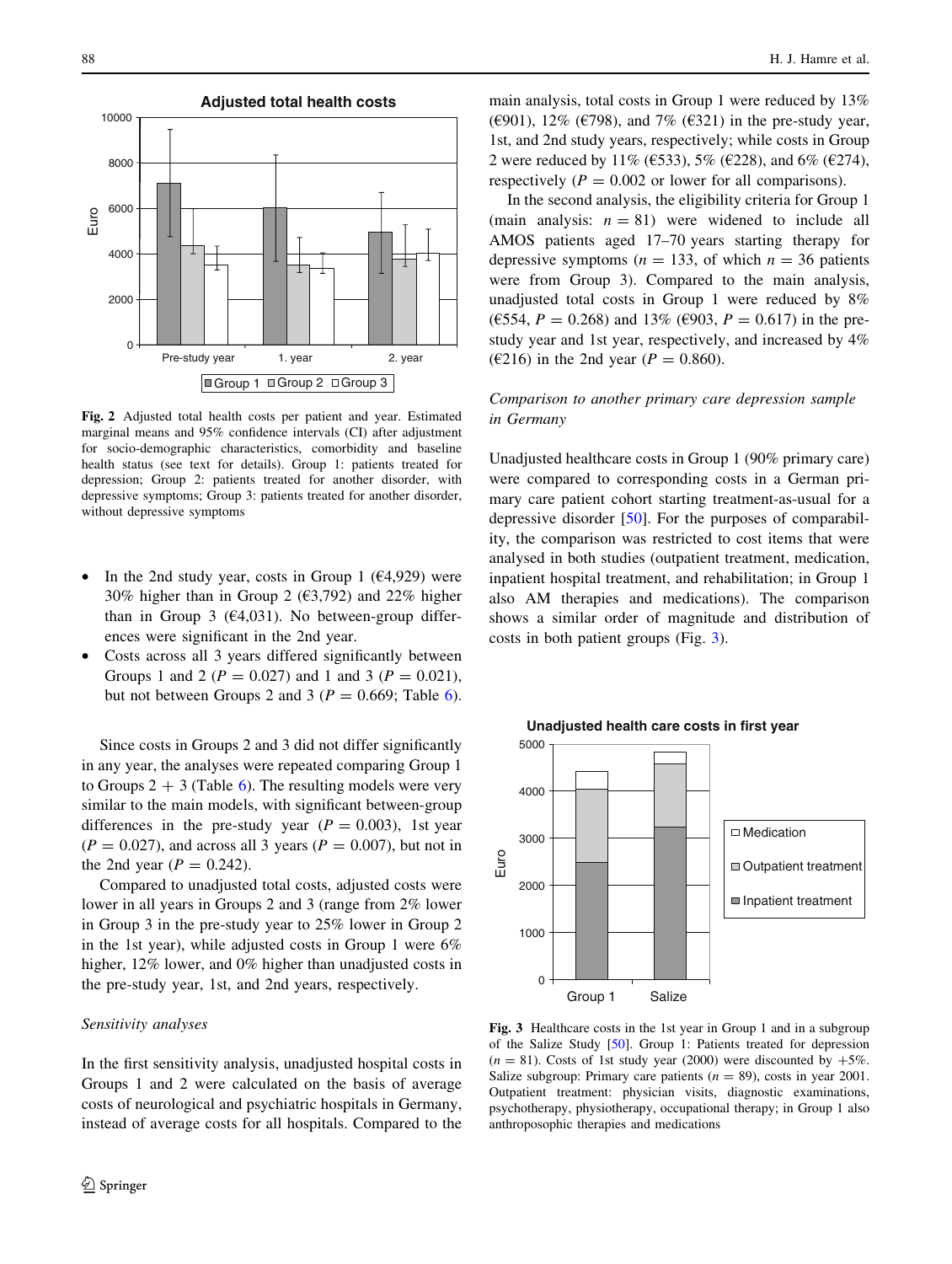**Fig. 2** Adjusted total health costs per patient and year. Estimated marginal means and 95% confidence intervals (CI) after adjustment for socio-demographic characteristics, comorbidity and baseline health status (see text for details). Group 1: patients treated for depression; Group 2: patients treated for another disorder, with depressive symptoms; Group 3: patients treated for another disorder, without depressive symptoms

- In the 2nd study year, costs in Group 1 (€4,929) were 30% higher than in Group 2 (€3,792) and 22% higher than in Group 3 (€4,031). No between-group differences were significant in the 2nd year.
- Costs across all 3 years differed significantly between Groups 1 and 2 ($P = 0.027$) and 1 and 3 ($P = 0.021$), but not between Groups 2 and 3 ($P = 0.669$; Table 6).

Since costs in Groups 2 and 3 did not differ significantly in any year, the analyses were repeated comparing Group 1 to Groups 2 + 3 (Table 6). The resulting models were very similar to the main models, with significant between-group differences in the pre-study year ($P = 0.003$), 1st year ($P = 0.027$), and across all 3 years ($P = 0.007$), but not in the 2nd year ($P = 0.242$).

Compared to unadjusted total costs, adjusted costs were lower in all years in Groups 2 and 3 (range from 2% lower in Group 3 in the pre-study year to 25% lower in Group 2 in the 1st year), while adjusted costs in Group 1 were 6% higher, 12% lower, and 0% higher than unadjusted costs in the pre-study year, 1st, and 2nd years, respectively.

*Sensitivity analyses*

In the first sensitivity analysis, unadjusted hospital costs in Groups 1 and 2 were calculated on the basis of average costs of neurological and psychiatric hospitals in Germany, instead of average costs for all hospitals. Compared to the main analysis, total costs in Group 1 were reduced by 13% (€901), 12% (€798), and 7% (€321) in the pre-study year, 1st, and 2nd study years, respectively; while costs in Group 2 were reduced by 11% (€533), 5% (€228), and 6% (€274), respectively ($P = 0.002$ or lower for all comparisons).

In the second analysis, the eligibility criteria for Group 1 (main analysis: $n = 81$) were widened to include all AMOS patients aged 17–70 years starting therapy for depressive symptoms ($n = 133$, of which $n = 36$ patients were from Group 3). Compared to the main analysis, unadjusted total costs in Group 1 were reduced by 8% (€554, $P = 0.268$) and 13% (€903, $P = 0.617$) in the pre-study year and 1st year, respectively, and increased by 4% (€216) in the 2nd year ($P = 0.860$).

*Comparison to another primary care depression sample in Germany*

Unadjusted healthcare costs in Group 1 (90% primary care) were compared to corresponding costs in a German primary care patient cohort starting treatment-as-usual for a depressive disorder [50]. For the purposes of comparability, the comparison was restricted to cost items that were analysed in both studies (outpatient treatment, medication, inpatient hospital treatment, and rehabilitation; in Group 1 also AM therapies and medications). The comparison shows a similar order of magnitude and distribution of costs in both patient groups (Fig. 3).

**Fig. 3** Healthcare costs in the 1st year in Group 1 and in a subgroup of the Salize Study [50]. Group 1: Patients treated for depression ($n = 81$). Costs of 1st study year (2000) were discounted by +5%. Salize subgroup: Primary care patients ($n = 89$), costs in year 2001. Outpatient treatment: physician visits, diagnostic examinations, psychotherapy, physiotherapy, occupational therapy; in Group 1 also anthroposophic therapies and medications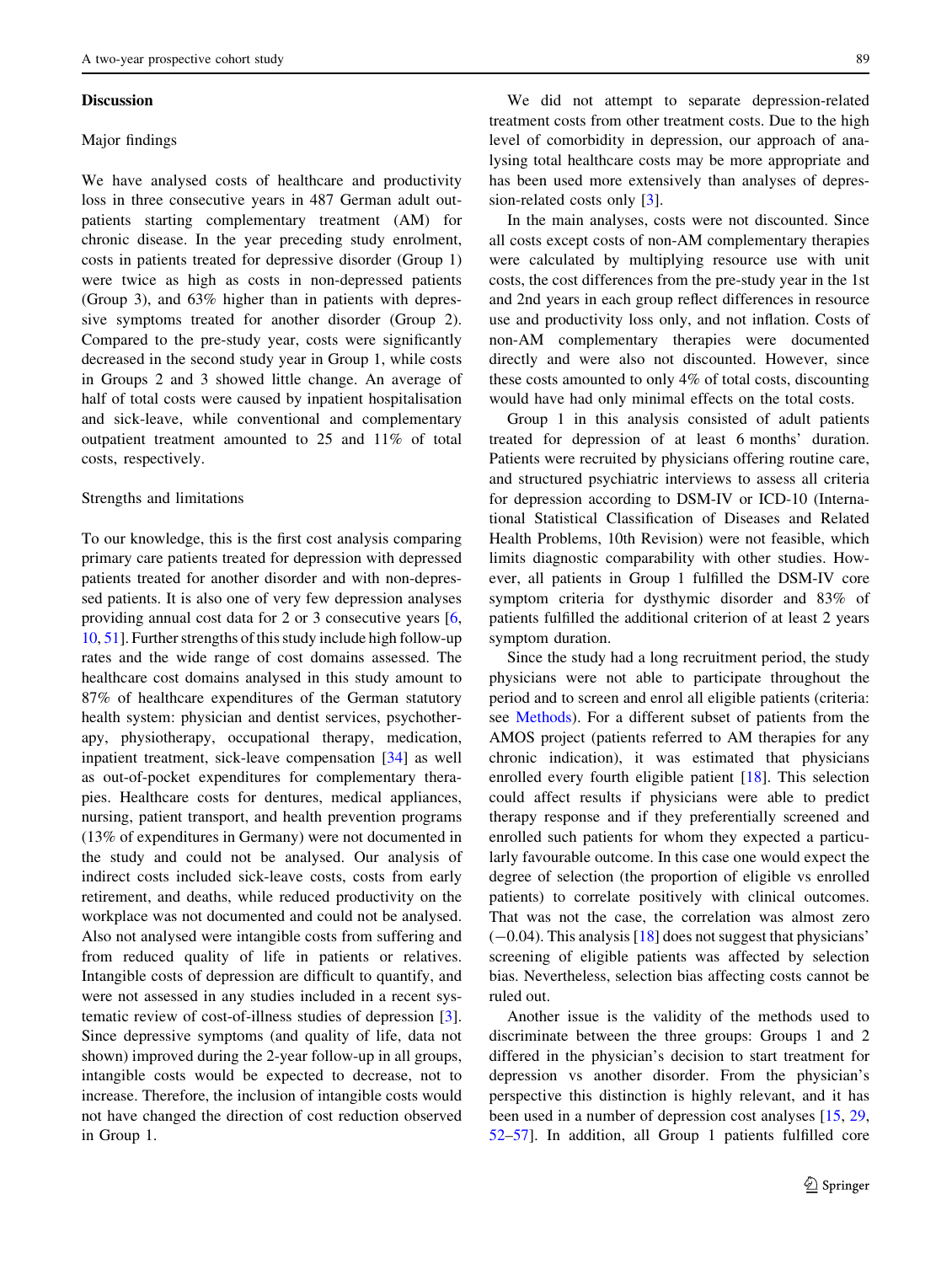## Discussion

### Major findings

We have analysed costs of healthcare and productivity loss in three consecutive years in 487 German adult outpatients starting complementary treatment (AM) for chronic disease. In the year preceding study enrolment, costs in patients treated for depressive disorder (Group 1) were twice as high as costs in non-depressed patients (Group 3), and 63% higher than in patients with depressive symptoms treated for another disorder (Group 2). Compared to the pre-study year, costs were significantly decreased in the second study year in Group 1, while costs in Groups 2 and 3 showed little change. An average of half of total costs were caused by inpatient hospitalisation and sick-leave, while conventional and complementary outpatient treatment amounted to 25 and 11% of total costs, respectively.

### Strengths and limitations

To our knowledge, this is the first cost analysis comparing primary care patients treated for depression with depressed patients treated for another disorder and with non-depressed patients. It is also one of very few depression analyses providing annual cost data for 2 or 3 consecutive years [6, 10, 51]. Further strengths of this study include high follow-up rates and the wide range of cost domains assessed. The healthcare cost domains analysed in this study amount to 87% of healthcare expenditures of the German statutory health system: physician and dentist services, psychotherapy, physiotherapy, occupational therapy, medication, inpatient treatment, sick-leave compensation [34] as well as out-of-pocket expenditures for complementary therapies. Healthcare costs for dentures, medical appliances, nursing, patient transport, and health prevention programs (13% of expenditures in Germany) were not documented in the study and could not be analysed. Our analysis of indirect costs included sick-leave costs, costs from early retirement, and deaths, while reduced productivity on the workplace was not documented and could not be analysed. Also not analysed were intangible costs from suffering and from reduced quality of life in patients or relatives. Intangible costs of depression are difficult to quantify, and were not assessed in any studies included in a recent systematic review of cost-of-illness studies of depression [3]. Since depressive symptoms (and quality of life, data not shown) improved during the 2-year follow-up in all groups, intangible costs would be expected to decrease, not to increase. Therefore, the inclusion of intangible costs would not have changed the direction of cost reduction observed in Group 1.

We did not attempt to separate depression-related treatment costs from other treatment costs. Due to the high level of comorbidity in depression, our approach of analysing total healthcare costs may be more appropriate and has been used more extensively than analyses of depression-related costs only [3].

In the main analyses, costs were not discounted. Since all costs except costs of non-AM complementary therapies were calculated by multiplying resource use with unit costs, the cost differences from the pre-study year in the 1st and 2nd years in each group reflect differences in resource use and productivity loss only, and not inflation. Costs of non-AM complementary therapies were documented directly and were also not discounted. However, since these costs amounted to only 4% of total costs, discounting would have had only minimal effects on the total costs.

Group 1 in this analysis consisted of adult patients treated for depression of at least 6 months' duration. Patients were recruited by physicians offering routine care, and structured psychiatric interviews to assess all criteria for depression according to DSM-IV or ICD-10 (International Statistical Classification of Diseases and Related Health Problems, 10th Revision) were not feasible, which limits diagnostic comparability with other studies. However, all patients in Group 1 fulfilled the DSM-IV core symptom criteria for dysthymic disorder and 83% of patients fulfilled the additional criterion of at least 2 years symptom duration.

Since the study had a long recruitment period, the study physicians were not able to participate throughout the period and to screen and enrol all eligible patients (criteria: see Methods). For a different subset of patients from the AMOS project (patients referred to AM therapies for any chronic indication), it was estimated that physicians enrolled every fourth eligible patient [18]. This selection could affect results if physicians were able to predict therapy response and if they preferentially screened and enrolled such patients for whom they expected a particularly favourable outcome. In this case one would expect the degree of selection (the proportion of eligible vs enrolled patients) to correlate positively with clinical outcomes. That was not the case, the correlation was almost zero (−0.04). This analysis [18] does not suggest that physicians' screening of eligible patients was affected by selection bias. Nevertheless, selection bias affecting costs cannot be ruled out.

Another issue is the validity of the methods used to discriminate between the three groups: Groups 1 and 2 differed in the physician's decision to start treatment for depression vs another disorder. From the physician's perspective this distinction is highly relevant, and it has been used in a number of depression cost analyses [15, 29, 52–57]. In addition, all Group 1 patients fulfilled core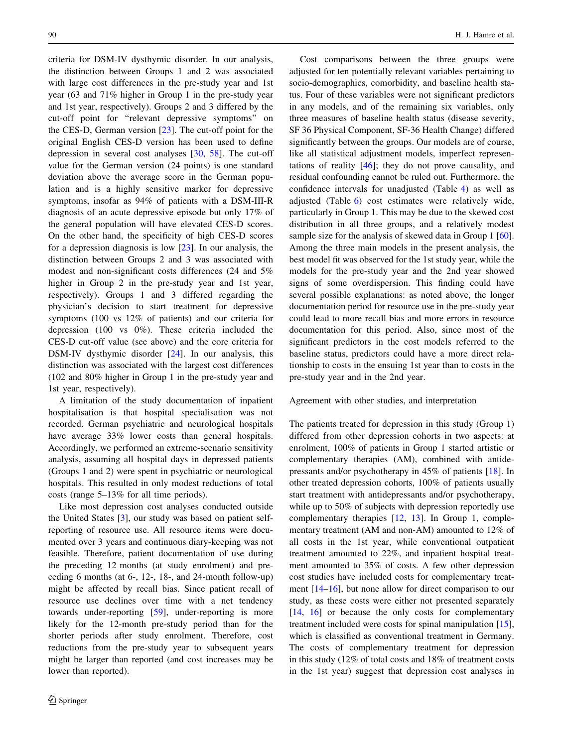criteria for DSM-IV dysthymic disorder. In our analysis, the distinction between Groups 1 and 2 was associated with large cost differences in the pre-study year and 1st year (63 and 71% higher in Group 1 in the pre-study year and 1st year, respectively). Groups 2 and 3 differed by the cut-off point for "relevant depressive symptoms" on the CES-D, German version [23]. The cut-off point for the original English CES-D version has been used to define depression in several cost analyses [30, 58]. The cut-off value for the German version (24 points) is one standard deviation above the average score in the German population and is a highly sensitive marker for depressive symptoms, insofar as 94% of patients with a DSM-III-R diagnosis of an acute depressive episode but only 17% of the general population will have elevated CES-D scores. On the other hand, the specificity of high CES-D scores for a depression diagnosis is low [23]. In our analysis, the distinction between Groups 2 and 3 was associated with modest and non-significant costs differences (24 and 5% higher in Group 2 in the pre-study year and 1st year, respectively). Groups 1 and 3 differed regarding the physician's decision to start treatment for depressive symptoms (100 vs 12% of patients) and our criteria for depression (100 vs 0%). These criteria included the CES-D cut-off value (see above) and the core criteria for DSM-IV dysthymic disorder [24]. In our analysis, this distinction was associated with the largest cost differences (102 and 80% higher in Group 1 in the pre-study year and 1st year, respectively).

A limitation of the study documentation of inpatient hospitalisation is that hospital specialisation was not recorded. German psychiatric and neurological hospitals have average 33% lower costs than general hospitals. Accordingly, we performed an extreme-scenario sensitivity analysis, assuming all hospital days in depressed patients (Groups 1 and 2) were spent in psychiatric or neurological hospitals. This resulted in only modest reductions of total costs (range 5–13% for all time periods).

Like most depression cost analyses conducted outside the United States [3], our study was based on patient self-reporting of resource use. All resource items were documented over 3 years and continuous diary-keeping was not feasible. Therefore, patient documentation of use during the preceding 12 months (at study enrolment) and preceding 6 months (at 6-, 12-, 18-, and 24-month follow-up) might be affected by recall bias. Since patient recall of resource use declines over time with a net tendency towards under-reporting [59], under-reporting is more likely for the 12-month pre-study period than for the shorter periods after study enrolment. Therefore, cost reductions from the pre-study year to subsequent years might be larger than reported (and cost increases may be lower than reported).

Cost comparisons between the three groups were adjusted for ten potentially relevant variables pertaining to socio-demographics, comorbidity, and baseline health status. Four of these variables were not significant predictors in any models, and of the remaining six variables, only three measures of baseline health status (disease severity, SF 36 Physical Component, SF-36 Health Change) differed significantly between the groups. Our models are of course, like all statistical adjustment models, imperfect representations of reality [46]; they do not prove causality, and residual confounding cannot be ruled out. Furthermore, the confidence intervals for unadjusted (Table 4) as well as adjusted (Table 6) cost estimates were relatively wide, particularly in Group 1. This may be due to the skewed cost distribution in all three groups, and a relatively modest sample size for the analysis of skewed data in Group 1 [60]. Among the three main models in the present analysis, the best model fit was observed for the 1st study year, while the models for the pre-study year and the 2nd year showed signs of some overdispersion. This finding could have several possible explanations: as noted above, the longer documentation period for resource use in the pre-study year could lead to more recall bias and more errors in resource documentation for this period. Also, since most of the significant predictors in the cost models referred to the baseline status, predictors could have a more direct relationship to costs in the ensuing 1st year than to costs in the pre-study year and in the 2nd year.

### Agreement with other studies, and interpretation

The patients treated for depression in this study (Group 1) differed from other depression cohorts in two aspects: at enrolment, 100% of patients in Group 1 started artistic or complementary therapies (AM), combined with antidepressants and/or psychotherapy in 45% of patients [18]. In other treated depression cohorts, 100% of patients usually start treatment with antidepressants and/or psychotherapy, while up to 50% of subjects with depression reportedly use complementary therapies [12, 13]. In Group 1, complementary treatment (AM and non-AM) amounted to 12% of all costs in the 1st year, while conventional outpatient treatment amounted to 22%, and inpatient hospital treatment amounted to 35% of costs. A few other depression cost studies have included costs for complementary treatment [14–16], but none allow for direct comparison to our study, as these costs were either not presented separately [14, 16] or because the only costs for complementary treatment included were costs for spinal manipulation [15], which is classified as conventional treatment in Germany. The costs of complementary treatment for depression in this study (12% of total costs and 18% of treatment costs in the 1st year) suggest that depression cost analyses in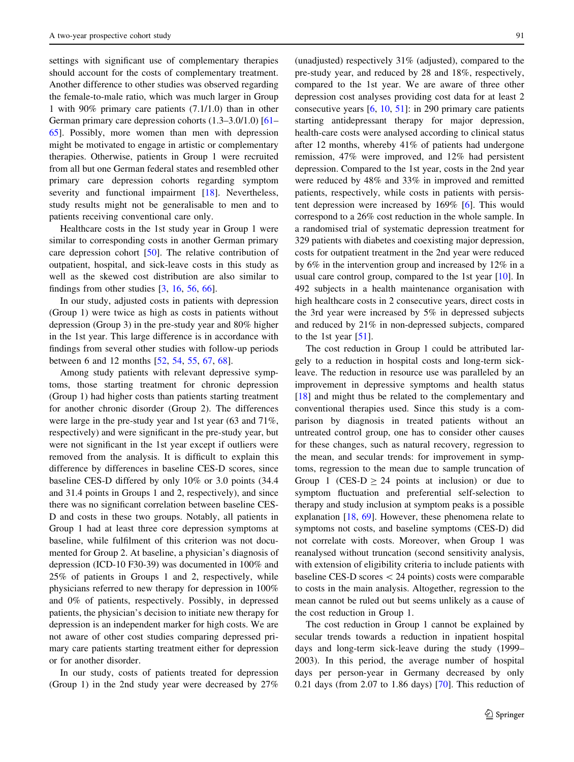settings with significant use of complementary therapies should account for the costs of complementary treatment. Another difference to other studies was observed regarding the female-to-male ratio, which was much larger in Group 1 with 90% primary care patients (7.1/1.0) than in other German primary care depression cohorts (1.3–3.0/1.0) [61–65]. Possibly, more women than men with depression might be motivated to engage in artistic or complementary therapies. Otherwise, patients in Group 1 were recruited from all but one German federal states and resembled other primary care depression cohorts regarding symptom severity and functional impairment [18]. Nevertheless, study results might not be generalisable to men and to patients receiving conventional care only.

Healthcare costs in the 1st study year in Group 1 were similar to corresponding costs in another German primary care depression cohort [50]. The relative contribution of outpatient, hospital, and sick-leave costs in this study as well as the skewed cost distribution are also similar to findings from other studies [3, 16, 56, 66].

In our study, adjusted costs in patients with depression (Group 1) were twice as high as costs in patients without depression (Group 3) in the pre-study year and 80% higher in the 1st year. This large difference is in accordance with findings from several other studies with follow-up periods between 6 and 12 months [52, 54, 55, 67, 68].

Among study patients with relevant depressive symptoms, those starting treatment for chronic depression (Group 1) had higher costs than patients starting treatment for another chronic disorder (Group 2). The differences were large in the pre-study year and 1st year (63 and 71%, respectively) and were significant in the pre-study year, but were not significant in the 1st year except if outliers were removed from the analysis. It is difficult to explain this difference by differences in baseline CES-D scores, since baseline CES-D differed by only 10% or 3.0 points (34.4 and 31.4 points in Groups 1 and 2, respectively), and since there was no significant correlation between baseline CES-D and costs in these two groups. Notably, all patients in Group 1 had at least three core depression symptoms at baseline, while fulfilment of this criterion was not documented for Group 2. At baseline, a physician's diagnosis of depression (ICD-10 F30-39) was documented in 100% and 25% of patients in Groups 1 and 2, respectively, while physicians referred to new therapy for depression in 100% and 0% of patients, respectively. Possibly, in depressed patients, the physician's decision to initiate new therapy for depression is an independent marker for high costs. We are not aware of other cost studies comparing depressed primary care patients starting treatment either for depression or for another disorder.

In our study, costs of patients treated for depression (Group 1) in the 2nd study year were decreased by 27% (unadjusted) respectively 31% (adjusted), compared to the pre-study year, and reduced by 28 and 18%, respectively, compared to the 1st year. We are aware of three other depression cost analyses providing cost data for at least 2 consecutive years [6, 10, 51]: in 290 primary care patients starting antidepressant therapy for major depression, health-care costs were analysed according to clinical status after 12 months, whereby 41% of patients had undergone remission, 47% were improved, and 12% had persistent depression. Compared to the 1st year, costs in the 2nd year were reduced by 48% and 33% in improved and remitted patients, respectively, while costs in patients with persistent depression were increased by 169% [6]. This would correspond to a 26% cost reduction in the whole sample. In a randomised trial of systematic depression treatment for 329 patients with diabetes and coexisting major depression, costs for outpatient treatment in the 2nd year were reduced by 6% in the intervention group and increased by 12% in a usual care control group, compared to the 1st year [10]. In 492 subjects in a health maintenance organisation with high healthcare costs in 2 consecutive years, direct costs in the 3rd year were increased by 5% in depressed subjects and reduced by 21% in non-depressed subjects, compared to the 1st year [51].

The cost reduction in Group 1 could be attributed largely to a reduction in hospital costs and long-term sick-leave. The reduction in resource use was paralleled by an improvement in depressive symptoms and health status [18] and might thus be related to the complementary and conventional therapies used. Since this study is a comparison by diagnosis in treated patients without an untreated control group, one has to consider other causes for these changes, such as natural recovery, regression to the mean, and secular trends: for improvement in symptoms, regression to the mean due to sample truncation of Group 1 (CES-D $\geq$ 24 points at inclusion) or due to symptom fluctuation and preferential self-selection to therapy and study inclusion at symptom peaks is a possible explanation [18, 69]. However, these phenomena relate to symptoms not costs, and baseline symptoms (CES-D) did not correlate with costs. Moreover, when Group 1 was reanalysed without truncation (second sensitivity analysis, with extension of eligibility criteria to include patients with baseline CES-D scores < 24 points) costs were comparable to costs in the main analysis. Altogether, regression to the mean cannot be ruled out but seems unlikely as a cause of the cost reduction in Group 1.

The cost reduction in Group 1 cannot be explained by secular trends towards a reduction in inpatient hospital days and long-term sick-leave during the study (1999–2003). In this period, the average number of hospital days per person-year in Germany decreased by only 0.21 days (from 2.07 to 1.86 days) [70]. This reduction of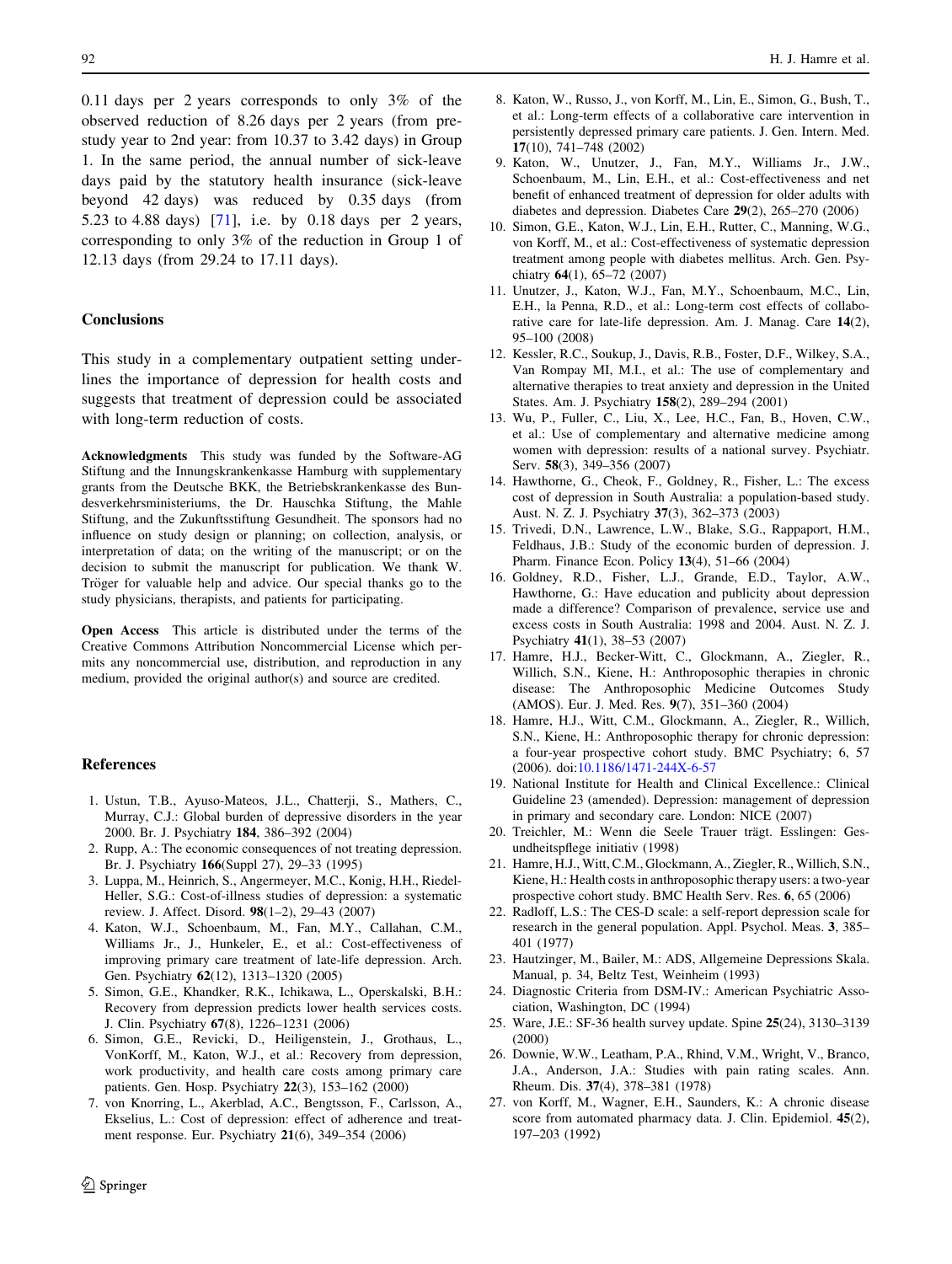0.11 days per 2 years corresponds to only 3% of the observed reduction of 8.26 days per 2 years (from pre-study year to 2nd year: from 10.37 to 3.42 days) in Group 1. In the same period, the annual number of sick-leave days paid by the statutory health insurance (sick-leave beyond 42 days) was reduced by 0.35 days (from 5.23 to 4.88 days) [71], i.e. by 0.18 days per 2 years, corresponding to only 3% of the reduction in Group 1 of 12.13 days (from 29.24 to 17.11 days).

## Conclusions

This study in a complementary outpatient setting underlines the importance of depression for health costs and suggests that treatment of depression could be associated with long-term reduction of costs.

**Acknowledgments** This study was funded by the Software-AG Stiftung and the Innungskrankenkasse Hamburg with supplementary grants from the Deutsche BKK, the Betriebskrankenkasse des Bundesverkehrsministeriums, the Dr. Hauschka Stiftung, the Mahle Stiftung, and the Zukunftsstiftung Gesundheit. The sponsors had no influence on study design or planning; on collection, analysis, or interpretation of data; on the writing of the manuscript; or on the decision to submit the manuscript for publication. We thank W. Tröger for valuable help and advice. Our special thanks go to the study physicians, therapists, and patients for participating.

**Open Access** This article is distributed under the terms of the Creative Commons Attribution Noncommercial License which permits any noncommercial use, distribution, and reproduction in any medium, provided the original author(s) and source are credited.

## References

1. Ustun, T.B., Ayuso-Mateos, J.L., Chatterji, S., Mathers, C., Murray, C.J.: Global burden of depressive disorders in the year 2000. Br. J. Psychiatry **184**, 386–392 (2004)
2. Rupp, A.: The economic consequences of not treating depression. Br. J. Psychiatry **166**(Suppl 27), 29–33 (1995)
3. Luppa, M., Heinrich, S., Angermeyer, M.C., Konig, H.H., Riedel-Heller, S.G.: Cost-of-illness studies of depression: a systematic review. J. Affect. Disord. **98**(1–2), 29–43 (2007)
4. Katon, W.J., Schoenbaum, M., Fan, M.Y., Callahan, C.M., Williams Jr., J., Hunkeler, E., et al.: Cost-effectiveness of improving primary care treatment of late-life depression. Arch. Gen. Psychiatry **62**(12), 1313–1320 (2005)
5. Simon, G.E., Khandker, R.K., Ichikawa, L., Operskalski, B.H.: Recovery from depression predicts lower health services costs. J. Clin. Psychiatry **67**(8), 1226–1231 (2006)
6. Simon, G.E., Revicki, D., Heiligenstein, J., Grothaus, L., VonKorff, M., Katon, W.J., et al.: Recovery from depression, work productivity, and health care costs among primary care patients. Gen. Hosp. Psychiatry **22**(3), 153–162 (2000)
7. von Knorring, L., Akerblad, A.C., Bengtsson, F., Carlsson, A., Ekselius, L.: Cost of depression: effect of adherence and treatment response. Eur. Psychiatry **21**(6), 349–354 (2006)
8. Katon, W., Russo, J., von Korff, M., Lin, E., Simon, G., Bush, T., et al.: Long-term effects of a collaborative care intervention in persistently depressed primary care patients. J. Gen. Intern. Med. **17**(10), 741–748 (2002)
9. Katon, W., Unutzer, J., Fan, M.Y., Williams Jr., J.W., Schoenbaum, M., Lin, E.H., et al.: Cost-effectiveness and net benefit of enhanced treatment of depression for older adults with diabetes and depression. Diabetes Care **29**(2), 265–270 (2006)
10. Simon, G.E., Katon, W.J., Lin, E.H., Rutter, C., Manning, W.G., von Korff, M., et al.: Cost-effectiveness of systematic depression treatment among people with diabetes mellitus. Arch. Gen. Psychiatry **64**(1), 65–72 (2007)
11. Unutzer, J., Katon, W.J., Fan, M.Y., Schoenbaum, M.C., Lin, E.H., la Penna, R.D., et al.: Long-term cost effects of collaborative care for late-life depression. Am. J. Manag. Care **14**(2), 95–100 (2008)
12. Kessler, R.C., Soukup, J., Davis, R.B., Foster, D.F., Wilkey, S.A., Van Rompay MI, M.I., et al.: The use of complementary and alternative therapies to treat anxiety and depression in the United States. Am. J. Psychiatry **158**(2), 289–294 (2001)
13. Wu, P., Fuller, C., Liu, X., Lee, H.C., Fan, B., Hoven, C.W., et al.: Use of complementary and alternative medicine among women with depression: results of a national survey. Psychiatr. Serv. **58**(3), 349–356 (2007)
14. Hawthorne, G., Cheok, F., Goldney, R., Fisher, L.: The excess cost of depression in South Australia: a population-based study. Aust. N. Z. J. Psychiatry **37**(3), 362–373 (2003)
15. Trivedi, D.N., Lawrence, L.W., Blake, S.G., Rappaport, H.M., Feldhaus, J.B.: Study of the economic burden of depression. J. Pharm. Finance Econ. Policy **13**(4), 51–66 (2004)
16. Goldney, R.D., Fisher, L.J., Grande, E.D., Taylor, A.W., Hawthorne, G.: Have education and publicity about depression made a difference? Comparison of prevalence, service use and excess costs in South Australia: 1998 and 2004. Aust. N. Z. J. Psychiatry **41**(1), 38–53 (2007)
17. Hamre, H.J., Becker-Witt, C., Glockmann, A., Ziegler, R., Willich, S.N., Kiene, H.: Anthroposophic therapies in chronic disease: The Anthroposophic Medicine Outcomes Study (AMOS). Eur. J. Med. Res. **9**(7), 351–360 (2004)
18. Hamre, H.J., Witt, C.M., Glockmann, A., Ziegler, R., Willich, S.N., Kiene, H.: Anthroposophic therapy for chronic depression: a four-year prospective cohort study. BMC Psychiatry; 6, 57 (2006). doi:10.1186/1471-244X-6-57
19. National Institute for Health and Clinical Excellence.: Clinical Guideline 23 (amended). Depression: management of depression in primary and secondary care. London: NICE (2007)
20. Treichler, M.: Wenn die Seele Trauer trägt. Esslingen: Gesundheitspflege initiativ (1998)
21. Hamre, H.J., Witt, C.M., Glockmann, A., Ziegler, R., Willich, S.N., Kiene, H.: Health costs in anthroposophic therapy users: a two-year prospective cohort study. BMC Health Serv. Res. **6**, 65 (2006)
22. Radloff, L.S.: The CES-D scale: a self-report depression scale for research in the general population. Appl. Psychol. Meas. **3**, 385–401 (1977)
23. Hautzinger, M., Bailer, M.: ADS, Allgemeine Depressions Skala. Manual, p. 34, Beltz Test, Weinheim (1993)
24. Diagnostic Criteria from DSM-IV.: American Psychiatric Association, Washington, DC (1994)
25. Ware, J.E.: SF-36 health survey update. Spine **25**(24), 3130–3139 (2000)
26. Downie, W.W., Leatham, P.A., Rhind, V.M., Wright, V., Branco, J.A., Anderson, J.A.: Studies with pain rating scales. Ann. Rheum. Dis. **37**(4), 378–381 (1978)
27. von Korff, M., Wagner, E.H., Saunders, K.: A chronic disease score from automated pharmacy data. J. Clin. Epidemiol. **45**(2), 197–203 (1992)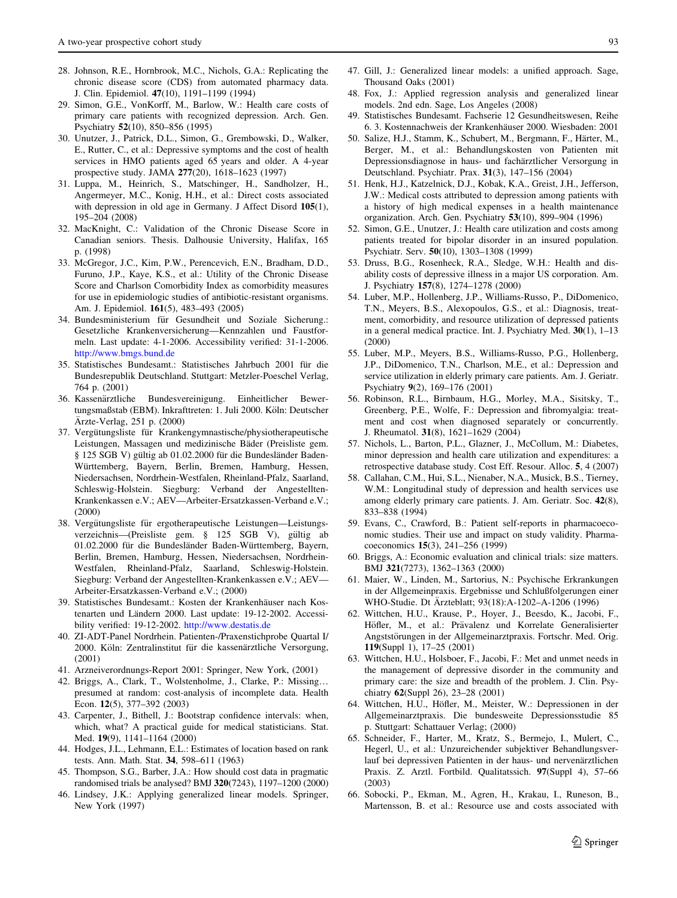28. Johnson, R.E., Hornbrook, M.C., Nichols, G.A.: Replicating the chronic disease score (CDS) from automated pharmacy data. J. Clin. Epidemiol. **47**(10), 1191–1199 (1994)
29. Simon, G.E., VonKorff, M., Barlow, W.: Health care costs of primary care patients with recognized depression. Arch. Gen. Psychiatry **52**(10), 850–856 (1995)
30. Unutzer, J., Patrick, D.L., Simon, G., Grembowski, D., Walker, E., Rutter, C., et al.: Depressive symptoms and the cost of health services in HMO patients aged 65 years and older. A 4-year prospective study. JAMA **277**(20), 1618–1623 (1997)
31. Luppa, M., Heinrich, S., Matschinger, H., Sandholzer, H., Angermeyer, M.C., Konig, H.H., et al.: Direct costs associated with depression in old age in Germany. J Affect Disord **105**(1), 195–204 (2008)
32. MacKnight, C.: Validation of the Chronic Disease Score in Canadian seniors. Thesis. Dalhousie University, Halifax, 165 p. (1998)
33. McGregor, J.C., Kim, P.W., Perencevich, E.N., Bradham, D.D., Furuno, J.P., Kaye, K.S., et al.: Utility of the Chronic Disease Score and Charlson Comorbidity Index as comorbidity measures for use in epidemiologic studies of antibiotic-resistant organisms. Am. J. Epidemiol. **161**(5), 483–493 (2005)
34. Bundesministerium für Gesundheit und Soziale Sicherung.: Gesetzliche Krankenversicherung—Kennzahlen und Faustformeln. Last update: 4-1-2006. Accessibility verified: 31-1-2006. http://www.bmgs.bund.de
35. Statistisches Bundesamt.: Statistisches Jahrbuch 2001 für die Bundesrepublik Deutschland. Stuttgart: Metzler-Poeschel Verlag, 764 p. (2001)
36. Kassenärztliche Bundesvereinigung. Einheitlicher Bewertungsmaßstab (EBM). Inkrafttreten: 1. Juli 2000. Köln: Deutscher Ärzte-Verlag, 251 p. (2000)
37. Vergütungsliste für Krankengymnastische/physiotherapeutische Leistungen, Massagen und medizinische Bäder (Preisliste gem. § 125 SGB V) gültig ab 01.02.2000 für die Bundesländer Baden-Württemberg, Bayern, Berlin, Bremen, Hamburg, Hessen, Niedersachsen, Nordrhein-Westfalen, Rheinland-Pfalz, Saarland, Schleswig-Holstein. Siegburg: Verband der Angestellten-Krankenkassen e.V.; AEV—Arbeiter-Ersatzkassen-Verband e.V.; (2000)
38. Vergütungsliste für ergotherapeutische Leistungen—Leistungsverzeichnis—(Preisliste gem. § 125 SGB V), gültig ab 01.02.2000 für die Bundesländer Baden-Württemberg, Bayern, Berlin, Bremen, Hamburg, Hessen, Niedersachsen, Nordrhein-Westfalen, Rheinland-Pfalz, Saarland, Schleswig-Holstein. Siegburg: Verband der Angestellten-Krankenkassen e.V.; AEV—Arbeiter-Ersatzkassen-Verband e.V.; (2000)
39. Statistisches Bundesamt.: Kosten der Krankenhäuser nach Kostenarten und Ländern 2000. Last update: 19-12-2002. Accessibility verified: 19-12-2002. http://www.destatis.de
40. ZI-ADT-Panel Nordrhein. Patienten-/Praxenstichprobe Quartal I/2000. Köln: Zentralinstitut für die kassenärztliche Versorgung, (2001)
41. Arzneiverordnungs-Report 2001: Springer, New York, (2001)
42. Briggs, A., Clark, T., Wolstenholme, J., Clarke, P.: Missing… presumed at random: cost-analysis of incomplete data. Health Econ. **12**(5), 377–392 (2003)
43. Carpenter, J., Bithell, J.: Bootstrap confidence intervals: when, which, what? A practical guide for medical statisticians. Stat. Med. **19**(9), 1141–1164 (2000)
44. Hodges, J.L., Lehmann, E.L.: Estimates of location based on rank tests. Ann. Math. Stat. **34**, 598–611 (1963)
45. Thompson, S.G., Barber, J.A.: How should cost data in pragmatic randomised trials be analysed? BMJ **320**(7243), 1197–1200 (2000)
46. Lindsey, J.K.: Applying generalized linear models. Springer, New York (1997)
47. Gill, J.: Generalized linear models: a unified approach. Sage, Thousand Oaks (2001)
48. Fox, J.: Applied regression analysis and generalized linear models. 2nd edn. Sage, Los Angeles (2008)
49. Statistisches Bundesamt. Fachserie 12 Gesundheitswesen, Reihe 6. 3. Kostennachweis der Krankenhäuser 2000. Wiesbaden: 2001
50. Salize, H.J., Stamm, K., Schubert, M., Bergmann, F., Härter, M., Berger, M., et al.: Behandlungskosten von Patienten mit Depressionsdiagnose in haus- und fachärztlicher Versorgung in Deutschland. Psychiatr. Prax. **31**(3), 147–156 (2004)
51. Henk, H.J., Katzelnick, D.J., Kobak, K.A., Greist, J.H., Jefferson, J.W.: Medical costs attributed to depression among patients with a history of high medical expenses in a health maintenance organization. Arch. Gen. Psychiatry **53**(10), 899–904 (1996)
52. Simon, G.E., Unutzer, J.: Health care utilization and costs among patients treated for bipolar disorder in an insured population. Psychiatr. Serv. **50**(10), 1303–1308 (1999)
53. Druss, B.G., Rosenheck, R.A., Sledge, W.H.: Health and disability costs of depressive illness in a major US corporation. Am. J. Psychiatry **157**(8), 1274–1278 (2000)
54. Luber, M.P., Hollenberg, J.P., Williams-Russo, P., DiDomenico, T.N., Meyers, B.S., Alexopoulos, G.S., et al.: Diagnosis, treatment, comorbidity, and resource utilization of depressed patients in a general medical practice. Int. J. Psychiatry Med. **30**(1), 1–13 (2000)
55. Luber, M.P., Meyers, B.S., Williams-Russo, P.G., Hollenberg, J.P., DiDomenico, T.N., Charlson, M.E., et al.: Depression and service utilization in elderly primary care patients. Am. J. Geriatr. Psychiatry **9**(2), 169–176 (2001)
56. Robinson, R.L., Birnbaum, H.G., Morley, M.A., Sisitsky, T., Greenberg, P.E., Wolfe, F.: Depression and fibromyalgia: treatment and cost when diagnosed separately or concurrently. J. Rheumatol. **31**(8), 1621–1629 (2004)
57. Nichols, L., Barton, P.L., Glazner, J., McCollum, M.: Diabetes, minor depression and health care utilization and expenditures: a retrospective database study. Cost Eff. Resour. Alloc. **5**, 4 (2007)
58. Callahan, C.M., Hui, S.L., Nienaber, N.A., Musick, B.S., Tierney, W.M.: Longitudinal study of depression and health services use among elderly primary care patients. J. Am. Geriatr. Soc. **42**(8), 833–838 (1994)
59. Evans, C., Crawford, B.: Patient self-reports in pharmacoeconomic studies. Their use and impact on study validity. Pharmacoeconomics **15**(3), 241–256 (1999)
60. Briggs, A.: Economic evaluation and clinical trials: size matters. BMJ **321**(7273), 1362–1363 (2000)
61. Maier, W., Linden, M., Sartorius, N.: Psychische Erkrankungen in der Allgemeinpraxis. Ergebnisse und Schlußfolgerungen einer WHO-Studie. Dt Ärzteblatt; 93(18):A-1202–A-1206 (1996)
62. Wittchen, H.U., Krause, P., Hoyer, J., Beesdo, K., Jacobi, F., Höfler, M., et al.: Prävalenz und Korrelate Generalisierter Angststörungen in der Allgemeinarztpraxis. Fortschr. Med. Orig. **119**(Suppl 1), 17–25 (2001)
63. Wittchen, H.U., Holsboer, F., Jacobi, F.: Met and unmet needs in the management of depressive disorder in the community and primary care: the size and breadth of the problem. J. Clin. Psychiatry **62**(Suppl 26), 23–28 (2001)
64. Wittchen, H.U., Höfler, M., Meister, W.: Depressionen in der Allgemeinarztpraxis. Die bundesweite Depressionsstudie 85 p. Stuttgart: Schattauer Verlag; (2000)
65. Schneider, F., Harter, M., Kratz, S., Bermejo, I., Mulert, C., Hegerl, U., et al.: Unzureichender subjektiver Behandlungsverlauf bei depressiven Patienten in der haus- und nervenärztlichen Praxis. Z. Arztl. Fortbild. Qualitatssich. **97**(Suppl 4), 57–66 (2003)
66. Sobocki, P., Ekman, M., Agren, H., Krakau, I., Runeson, B., Martensson, B. et al.: Resource use and costs associated with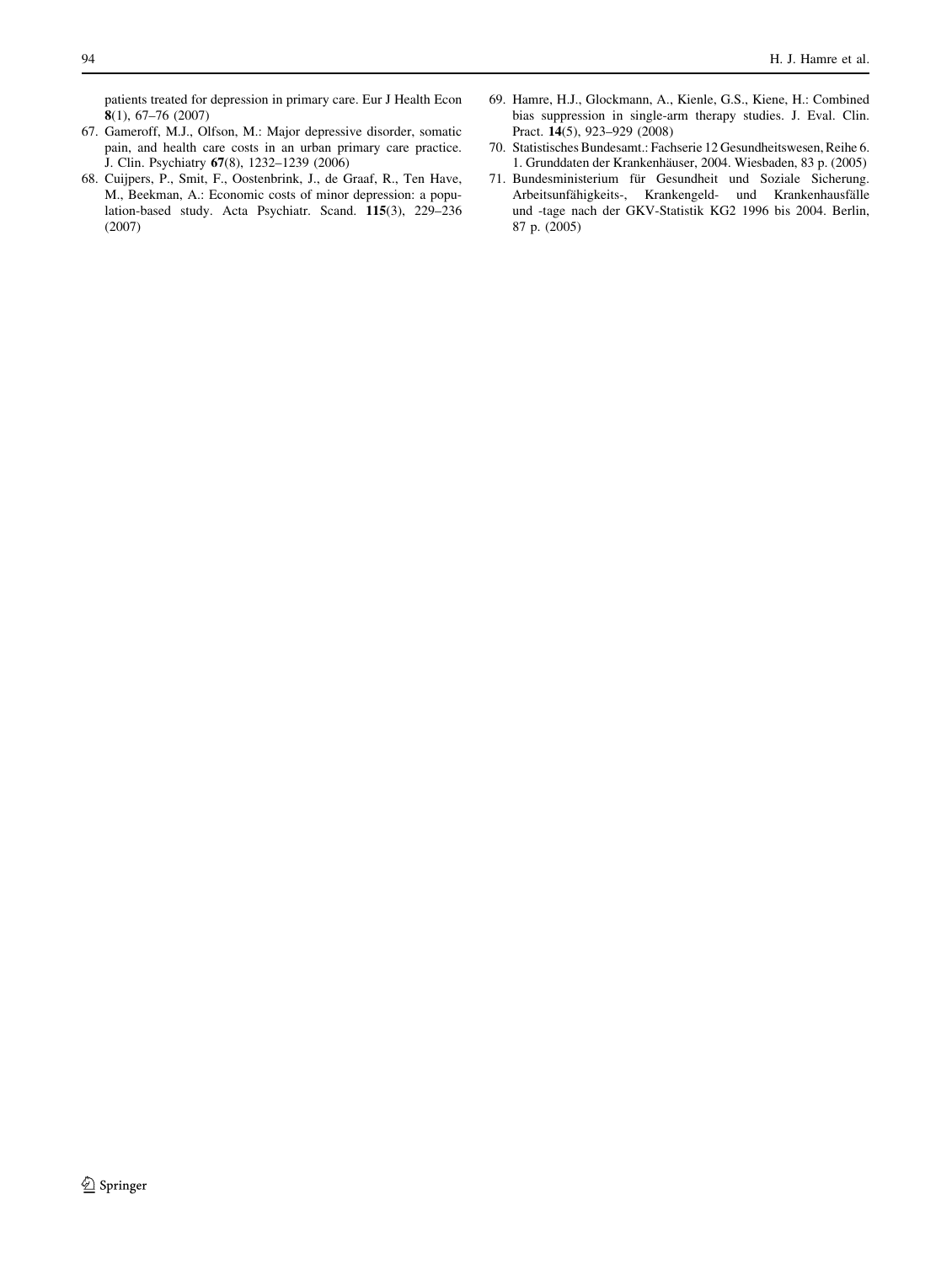patients treated for depression in primary care. Eur J Health Econ **8**(1), 67–76 (2007)

67. Gameroff, M.J., Olfson, M.: Major depressive disorder, somatic pain, and health care costs in an urban primary care practice. J. Clin. Psychiatry **67**(8), 1232–1239 (2006)
68. Cuijpers, P., Smit, F., Oostenbrink, J., de Graaf, R., Ten Have, M., Beekman, A.: Economic costs of minor depression: a population-based study. Acta Psychiatr. Scand. **115**(3), 229–236 (2007)
69. Hamre, H.J., Glockmann, A., Kienle, G.S., Kiene, H.: Combined bias suppression in single-arm therapy studies. J. Eval. Clin. Pract. **14**(5), 923–929 (2008)
70. Statistisches Bundesamt.: Fachserie 12 Gesundheitswesen, Reihe 6. 1. Grunddaten der Krankenhäuser, 2004. Wiesbaden, 83 p. (2005)
71. Bundesministerium für Gesundheit und Soziale Sicherung. Arbeitsunfähigkeits-, Krankengeld- und Krankenhausfälle und -tage nach der GKV-Statistik KG2 1996 bis 2004. Berlin, 87 p. (2005)